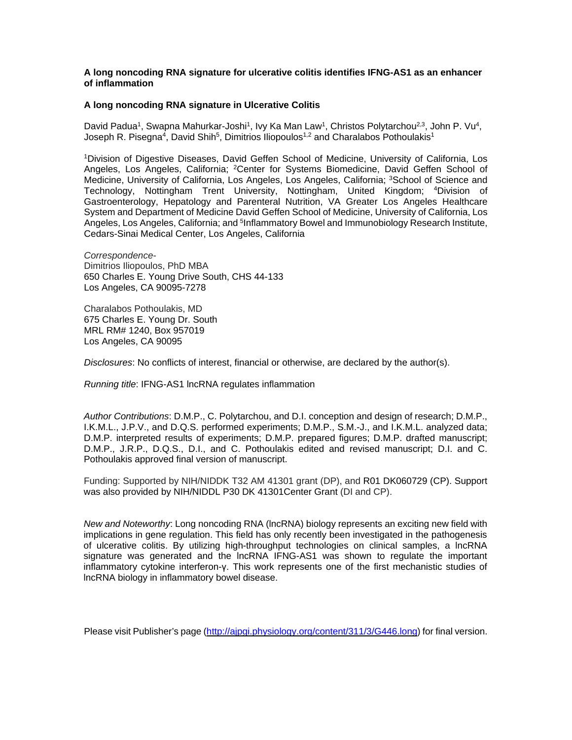**A long noncoding RNA signature for ulcerative colitis identifies IFNG-AS1 as an enhancer of inflammation**

**A long noncoding RNA signature in Ulcerative Colitis**

David Padua[1], Swapna Mahurkar-Joshi[1], Ivy Ka Man Law[1], Christos Polytarchou[2,3], John P. Vu[4], Joseph R. Pisegna[4], David Shih[5], Dimitrios Iliopoulos[1,2] and Charalabos Pothoulakis[1]

[1]Division of Digestive Diseases, David Geffen School of Medicine, University of California, Los Angeles, Los Angeles, California; [2]Center for Systems Biomedicine, David Geffen School of Medicine, University of California, Los Angeles, Los Angeles, California; [3]School of Science and Technology, Nottingham Trent University, Nottingham, United Kingdom; [4]Division of Gastroenterology, Hepatology and Parenteral Nutrition, VA Greater Los Angeles Healthcare System and Department of Medicine David Geffen School of Medicine, University of California, Los Angeles, Los Angeles, California; and [5]Inflammatory Bowel and Immunobiology Research Institute, Cedars-Sinai Medical Center, Los Angeles, California

*Correspondence*-
Dimitrios Iliopoulos, PhD MBA
650 Charles E. Young Drive South, CHS 44-133
Los Angeles, CA 90095-7278

Charalabos Pothoulakis, MD
675 Charles E. Young Dr. South
MRL RM# 1240, Box 957019
Los Angeles, CA 90095

*Disclosures*: No conflicts of interest, financial or otherwise, are declared by the author(s).

*Running title*: IFNG-AS1 lncRNA regulates inflammation

*Author Contributions*: D.M.P., C. Polytarchou, and D.I. conception and design of research; D.M.P., I.K.M.L., J.P.V., and D.Q.S. performed experiments; D.M.P., S.M.-J., and I.K.M.L. analyzed data; D.M.P. interpreted results of experiments; D.M.P. prepared figures; D.M.P. drafted manuscript; D.M.P., J.R.P., D.Q.S., D.I., and C. Pothoulakis edited and revised manuscript; D.I. and C. Pothoulakis approved final version of manuscript.

Funding: Supported by NIH/NIDDK T32 AM 41301 grant (DP), and R01 DK060729 (CP). Support was also provided by NIH/NIDDL P30 DK 41301Center Grant (DI and CP).

*New and Noteworthy*: Long noncoding RNA (lncRNA) biology represents an exciting new field with implications in gene regulation. This field has only recently been investigated in the pathogenesis of ulcerative colitis. By utilizing high-throughput technologies on clinical samples, a lncRNA signature was generated and the lncRNA IFNG-AS1 was shown to regulate the important inflammatory cytokine interferon-γ. This work represents one of the first mechanistic studies of lncRNA biology in inflammatory bowel disease.

Please visit Publisher's page (http://ajpgi.physiology.org/content/311/3/G446.long) for final version.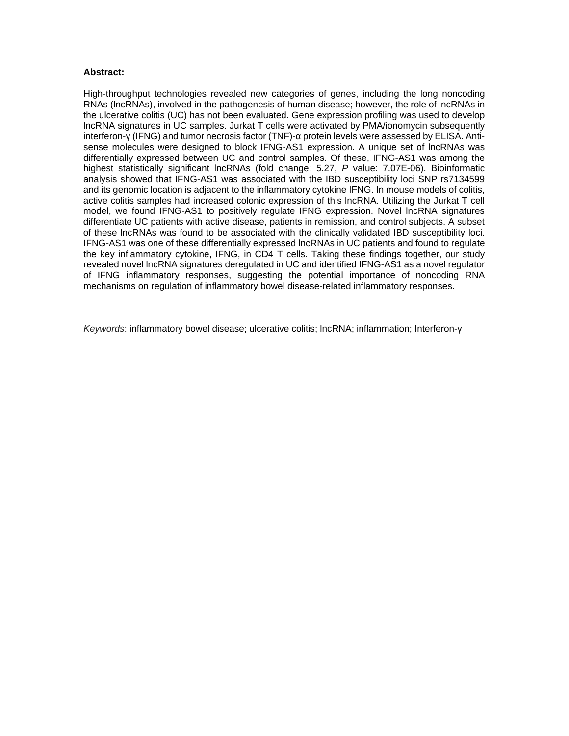**Abstract:**

High-throughput technologies revealed new categories of genes, including the long noncoding RNAs (lncRNAs), involved in the pathogenesis of human disease; however, the role of lncRNAs in the ulcerative colitis (UC) has not been evaluated. Gene expression profiling was used to develop lncRNA signatures in UC samples. Jurkat T cells were activated by PMA/ionomycin subsequently interferon-γ (IFNG) and tumor necrosis factor (TNF)-α protein levels were assessed by ELISA. Anti-sense molecules were designed to block IFNG-AS1 expression. A unique set of lncRNAs was differentially expressed between UC and control samples. Of these, IFNG-AS1 was among the highest statistically significant lncRNAs (fold change: 5.27, *P* value: 7.07E-06). Bioinformatic analysis showed that IFNG-AS1 was associated with the IBD susceptibility loci SNP rs7134599 and its genomic location is adjacent to the inflammatory cytokine IFNG. In mouse models of colitis, active colitis samples had increased colonic expression of this lncRNA. Utilizing the Jurkat T cell model, we found IFNG-AS1 to positively regulate IFNG expression. Novel lncRNA signatures differentiate UC patients with active disease, patients in remission, and control subjects. A subset of these lncRNAs was found to be associated with the clinically validated IBD susceptibility loci. IFNG-AS1 was one of these differentially expressed lncRNAs in UC patients and found to regulate the key inflammatory cytokine, IFNG, in CD4 T cells. Taking these findings together, our study revealed novel lncRNA signatures deregulated in UC and identified IFNG-AS1 as a novel regulator of IFNG inflammatory responses, suggesting the potential importance of noncoding RNA mechanisms on regulation of inflammatory bowel disease-related inflammatory responses.

*Keywords*: inflammatory bowel disease; ulcerative colitis; lncRNA; inflammation; Interferon-γ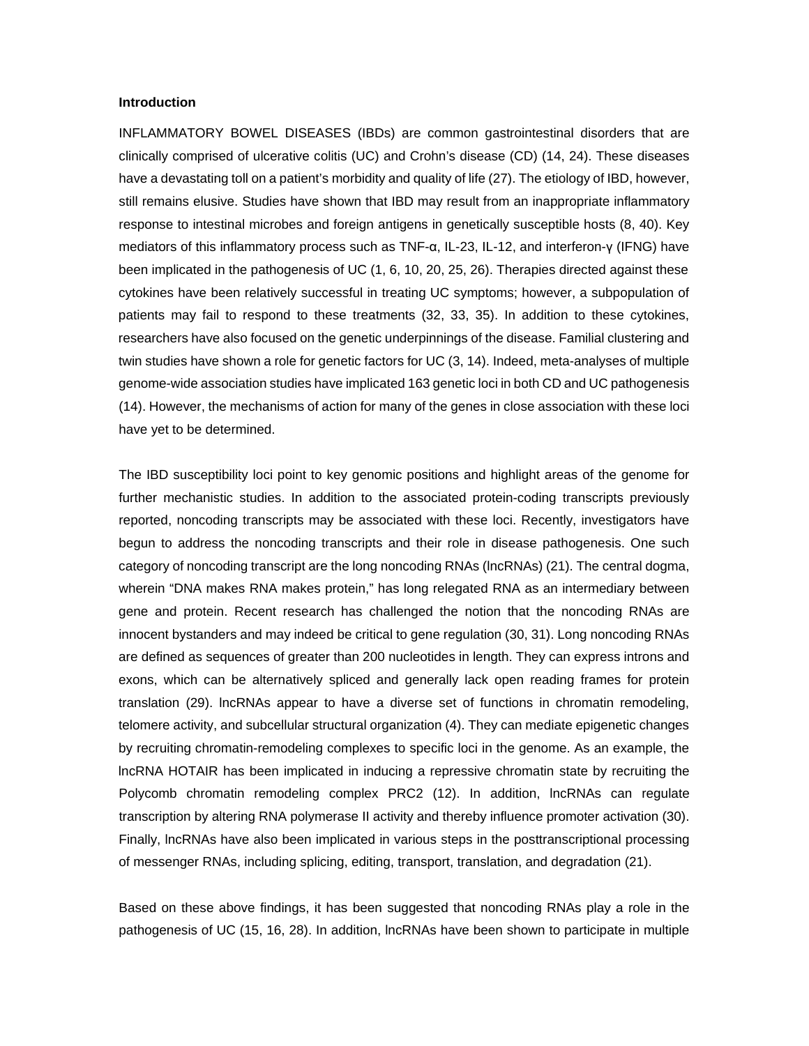**Introduction**

INFLAMMATORY BOWEL DISEASES (IBDs) are common gastrointestinal disorders that are clinically comprised of ulcerative colitis (UC) and Crohn's disease (CD) (14, 24). These diseases have a devastating toll on a patient's morbidity and quality of life (27). The etiology of IBD, however, still remains elusive. Studies have shown that IBD may result from an inappropriate inflammatory response to intestinal microbes and foreign antigens in genetically susceptible hosts (8, 40). Key mediators of this inflammatory process such as TNF-α, IL-23, IL-12, and interferon-γ (IFNG) have been implicated in the pathogenesis of UC (1, 6, 10, 20, 25, 26). Therapies directed against these cytokines have been relatively successful in treating UC symptoms; however, a subpopulation of patients may fail to respond to these treatments (32, 33, 35). In addition to these cytokines, researchers have also focused on the genetic underpinnings of the disease. Familial clustering and twin studies have shown a role for genetic factors for UC (3, 14). Indeed, meta-analyses of multiple genome-wide association studies have implicated 163 genetic loci in both CD and UC pathogenesis (14). However, the mechanisms of action for many of the genes in close association with these loci have yet to be determined.

The IBD susceptibility loci point to key genomic positions and highlight areas of the genome for further mechanistic studies. In addition to the associated protein-coding transcripts previously reported, noncoding transcripts may be associated with these loci. Recently, investigators have begun to address the noncoding transcripts and their role in disease pathogenesis. One such category of noncoding transcript are the long noncoding RNAs (lncRNAs) (21). The central dogma, wherein "DNA makes RNA makes protein," has long relegated RNA as an intermediary between gene and protein. Recent research has challenged the notion that the noncoding RNAs are innocent bystanders and may indeed be critical to gene regulation (30, 31). Long noncoding RNAs are defined as sequences of greater than 200 nucleotides in length. They can express introns and exons, which can be alternatively spliced and generally lack open reading frames for protein translation (29). lncRNAs appear to have a diverse set of functions in chromatin remodeling, telomere activity, and subcellular structural organization (4). They can mediate epigenetic changes by recruiting chromatin-remodeling complexes to specific loci in the genome. As an example, the lncRNA HOTAIR has been implicated in inducing a repressive chromatin state by recruiting the Polycomb chromatin remodeling complex PRC2 (12). In addition, lncRNAs can regulate transcription by altering RNA polymerase II activity and thereby influence promoter activation (30). Finally, lncRNAs have also been implicated in various steps in the posttranscriptional processing of messenger RNAs, including splicing, editing, transport, translation, and degradation (21).

Based on these above findings, it has been suggested that noncoding RNAs play a role in the pathogenesis of UC (15, 16, 28). In addition, lncRNAs have been shown to participate in multiple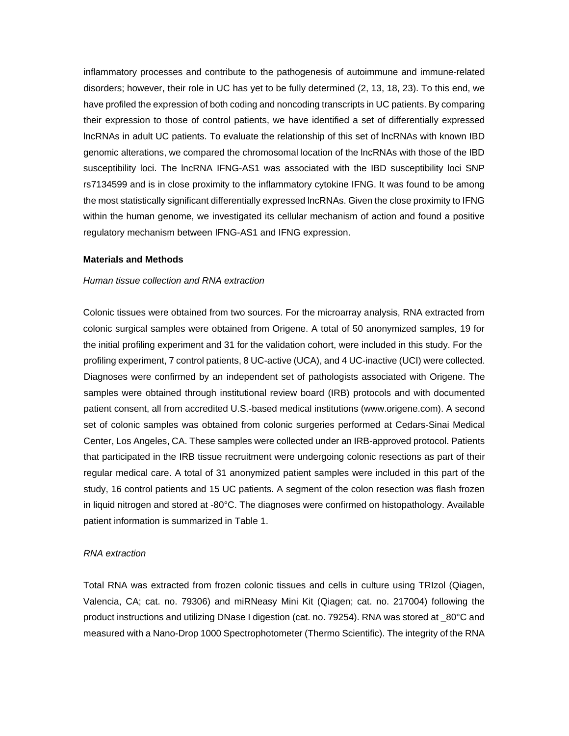inflammatory processes and contribute to the pathogenesis of autoimmune and immune-related disorders; however, their role in UC has yet to be fully determined (2, 13, 18, 23). To this end, we have profiled the expression of both coding and noncoding transcripts in UC patients. By comparing their expression to those of control patients, we have identified a set of differentially expressed lncRNAs in adult UC patients. To evaluate the relationship of this set of lncRNAs with known IBD genomic alterations, we compared the chromosomal location of the lncRNAs with those of the IBD susceptibility loci. The lncRNA IFNG-AS1 was associated with the IBD susceptibility loci SNP rs7134599 and is in close proximity to the inflammatory cytokine IFNG. It was found to be among the most statistically significant differentially expressed lncRNAs. Given the close proximity to IFNG within the human genome, we investigated its cellular mechanism of action and found a positive regulatory mechanism between IFNG-AS1 and IFNG expression.

## Materials and Methods

*Human tissue collection and RNA extraction*

Colonic tissues were obtained from two sources. For the microarray analysis, RNA extracted from colonic surgical samples were obtained from Origene. A total of 50 anonymized samples, 19 for the initial profiling experiment and 31 for the validation cohort, were included in this study. For the profiling experiment, 7 control patients, 8 UC-active (UCA), and 4 UC-inactive (UCI) were collected. Diagnoses were confirmed by an independent set of pathologists associated with Origene. The samples were obtained through institutional review board (IRB) protocols and with documented patient consent, all from accredited U.S.-based medical institutions (www.origene.com). A second set of colonic samples was obtained from colonic surgeries performed at Cedars-Sinai Medical Center, Los Angeles, CA. These samples were collected under an IRB-approved protocol. Patients that participated in the IRB tissue recruitment were undergoing colonic resections as part of their regular medical care. A total of 31 anonymized patient samples were included in this part of the study, 16 control patients and 15 UC patients. A segment of the colon resection was flash frozen in liquid nitrogen and stored at -80°C. The diagnoses were confirmed on histopathology. Available patient information is summarized in Table 1.

*RNA extraction*

Total RNA was extracted from frozen colonic tissues and cells in culture using TRIzol (Qiagen, Valencia, CA; cat. no. 79306) and miRNeasy Mini Kit (Qiagen; cat. no. 217004) following the product instructions and utilizing DNase I digestion (cat. no. 79254). RNA was stored at _80°C and measured with a Nano-Drop 1000 Spectrophotometer (Thermo Scientific). The integrity of the RNA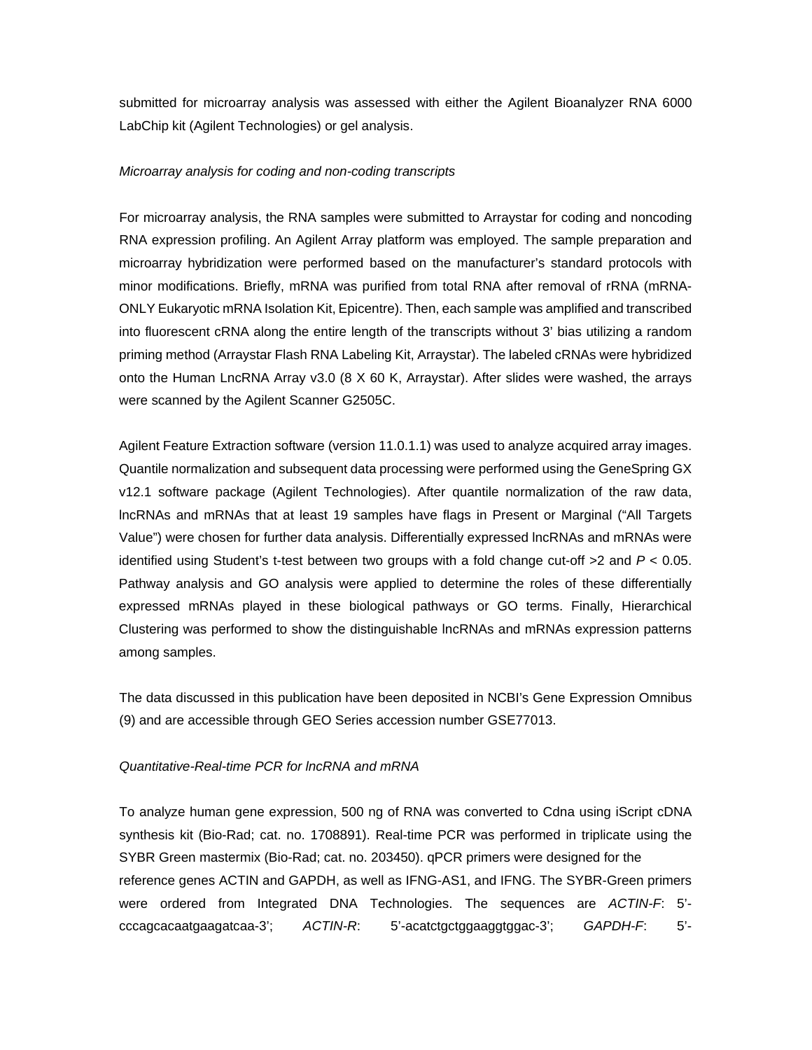submitted for microarray analysis was assessed with either the Agilent Bioanalyzer RNA 6000 LabChip kit (Agilent Technologies) or gel analysis.

*Microarray analysis for coding and non-coding transcripts*

For microarray analysis, the RNA samples were submitted to Arraystar for coding and noncoding RNA expression profiling. An Agilent Array platform was employed. The sample preparation and microarray hybridization were performed based on the manufacturer's standard protocols with minor modifications. Briefly, mRNA was purified from total RNA after removal of rRNA (mRNA-ONLY Eukaryotic mRNA Isolation Kit, Epicentre). Then, each sample was amplified and transcribed into fluorescent cRNA along the entire length of the transcripts without 3' bias utilizing a random priming method (Arraystar Flash RNA Labeling Kit, Arraystar). The labeled cRNAs were hybridized onto the Human LncRNA Array v3.0 (8 X 60 K, Arraystar). After slides were washed, the arrays were scanned by the Agilent Scanner G2505C.

Agilent Feature Extraction software (version 11.0.1.1) was used to analyze acquired array images. Quantile normalization and subsequent data processing were performed using the GeneSpring GX v12.1 software package (Agilent Technologies). After quantile normalization of the raw data, lncRNAs and mRNAs that at least 19 samples have flags in Present or Marginal ("All Targets Value") were chosen for further data analysis. Differentially expressed lncRNAs and mRNAs were identified using Student's t-test between two groups with a fold change cut-off >2 and $P < 0.05$. Pathway analysis and GO analysis were applied to determine the roles of these differentially expressed mRNAs played in these biological pathways or GO terms. Finally, Hierarchical Clustering was performed to show the distinguishable lncRNAs and mRNAs expression patterns among samples.

The data discussed in this publication have been deposited in NCBI's Gene Expression Omnibus (9) and are accessible through GEO Series accession number GSE77013.

*Quantitative-Real-time PCR for lncRNA and mRNA*

To analyze human gene expression, 500 ng of RNA was converted to Cdna using iScript cDNA synthesis kit (Bio-Rad; cat. no. 1708891). Real-time PCR was performed in triplicate using the SYBR Green mastermix (Bio-Rad; cat. no. 203450). qPCR primers were designed for the reference genes ACTIN and GAPDH, as well as IFNG-AS1, and IFNG. The SYBR-Green primers were ordered from Integrated DNA Technologies. The sequences are *ACTIN-F*: 5'-cccagcacaatgaagatcaa-3'; *ACTIN-R*: 5'-acatctgctggaaggtggac-3'; *GAPDH-F*: 5'-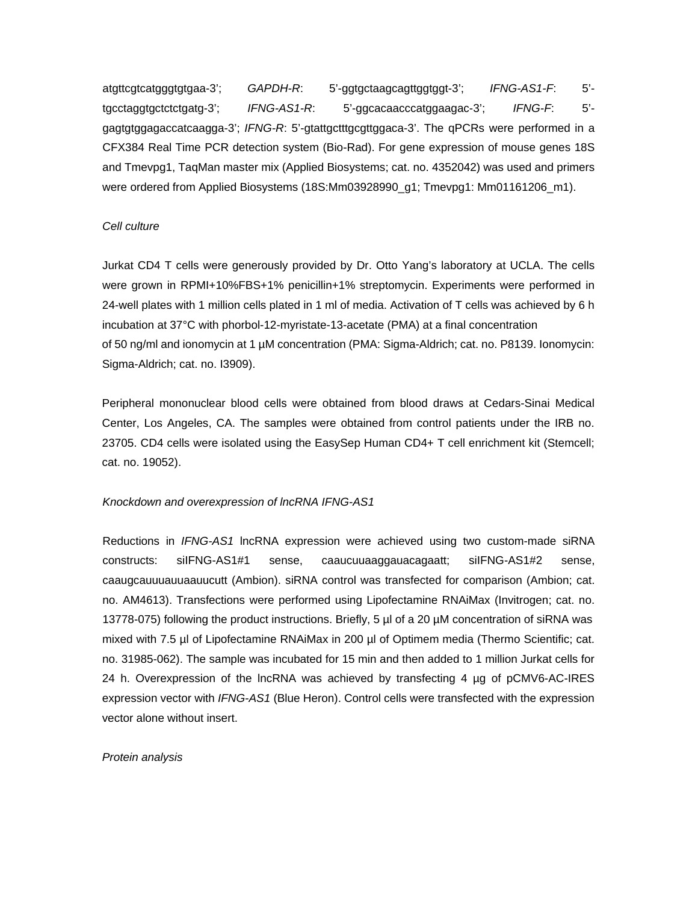atgttcgtcatgggtgtgaa-3'; *GAPDH-R*: 5'-ggtgctaagcagttggtggt-3'; *IFNG-AS1-F*: 5'-tgcctaggtgctctctgatg-3'; *IFNG-AS1-R*: 5'-ggcacaacccatggaagac-3'; *IFNG-F*: 5'-gagtgtggagaccatcaagga-3'; *IFNG-R*: 5'-gtattgctttgcgttggaca-3'. The qPCRs were performed in a CFX384 Real Time PCR detection system (Bio-Rad). For gene expression of mouse genes 18S and Tmevpg1, TaqMan master mix (Applied Biosystems; cat. no. 4352042) was used and primers were ordered from Applied Biosystems (18S:Mm03928990_g1; Tmevpg1: Mm01161206_m1).

*Cell culture*

Jurkat CD4 T cells were generously provided by Dr. Otto Yang's laboratory at UCLA. The cells were grown in RPMI+10%FBS+1% penicillin+1% streptomycin. Experiments were performed in 24-well plates with 1 million cells plated in 1 ml of media. Activation of T cells was achieved by 6 h incubation at 37°C with phorbol-12-myristate-13-acetate (PMA) at a final concentration of 50 ng/ml and ionomycin at 1 µM concentration (PMA: Sigma-Aldrich; cat. no. P8139. Ionomycin: Sigma-Aldrich; cat. no. I3909).

Peripheral mononuclear blood cells were obtained from blood draws at Cedars-Sinai Medical Center, Los Angeles, CA. The samples were obtained from control patients under the IRB no. 23705. CD4 cells were isolated using the EasySep Human CD4+ T cell enrichment kit (Stemcell; cat. no. 19052).

*Knockdown and overexpression of lncRNA IFNG-AS1*

Reductions in *IFNG-AS1* lncRNA expression were achieved using two custom-made siRNA constructs: siIFNG-AS1#1 sense, caaucuuaaggauacagaatt; siIFNG-AS1#2 sense, caaugcauuuauuaauucutt (Ambion). siRNA control was transfected for comparison (Ambion; cat. no. AM4613). Transfections were performed using Lipofectamine RNAiMax (Invitrogen; cat. no. 13778-075) following the product instructions. Briefly, 5 µl of a 20 µM concentration of siRNA was mixed with 7.5 µl of Lipofectamine RNAiMax in 200 µl of Optimem media (Thermo Scientific; cat. no. 31985-062). The sample was incubated for 15 min and then added to 1 million Jurkat cells for 24 h. Overexpression of the lncRNA was achieved by transfecting 4 µg of pCMV6-AC-IRES expression vector with *IFNG-AS1* (Blue Heron). Control cells were transfected with the expression vector alone without insert.

*Protein analysis*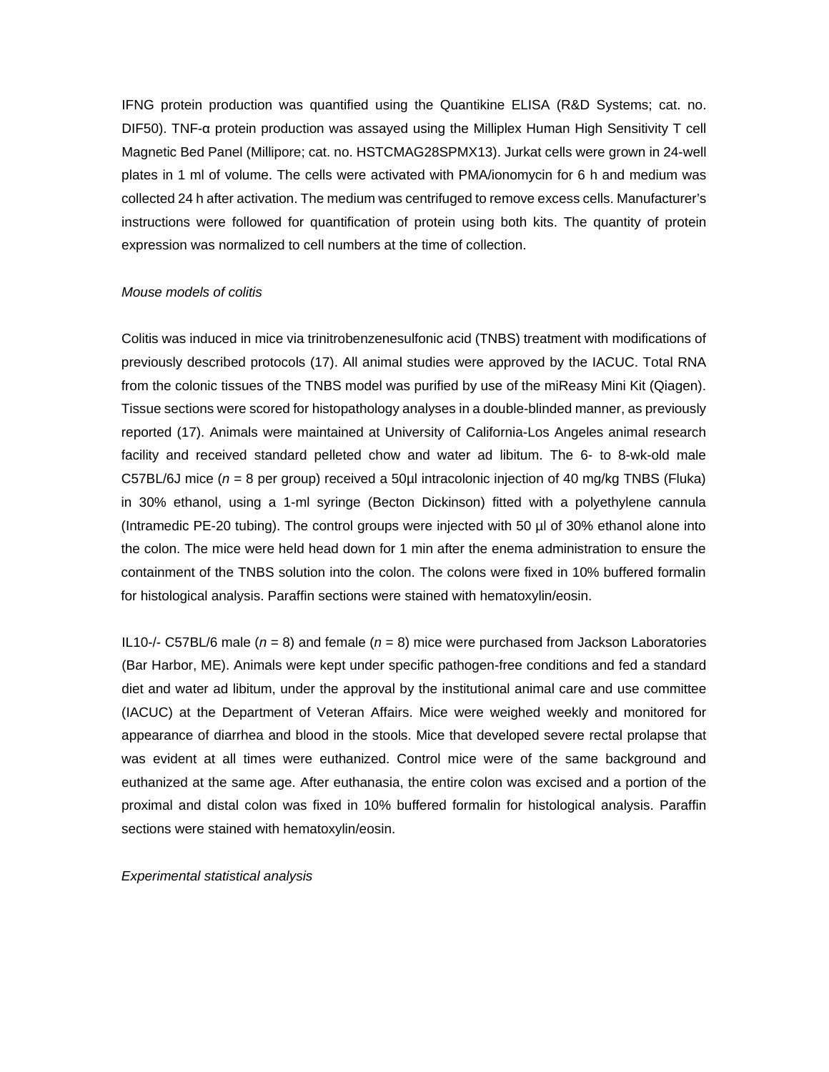IFNG protein production was quantified using the Quantikine ELISA (R&D Systems; cat. no. DIF50). TNF-α protein production was assayed using the Milliplex Human High Sensitivity T cell Magnetic Bed Panel (Millipore; cat. no. HSTCMAG28SPMX13). Jurkat cells were grown in 24-well plates in 1 ml of volume. The cells were activated with PMA/ionomycin for 6 h and medium was collected 24 h after activation. The medium was centrifuged to remove excess cells. Manufacturer's instructions were followed for quantification of protein using both kits. The quantity of protein expression was normalized to cell numbers at the time of collection.

*Mouse models of colitis*

Colitis was induced in mice via trinitrobenzenesulfonic acid (TNBS) treatment with modifications of previously described protocols (17). All animal studies were approved by the IACUC. Total RNA from the colonic tissues of the TNBS model was purified by use of the miReasy Mini Kit (Qiagen). Tissue sections were scored for histopathology analyses in a double-blinded manner, as previously reported (17). Animals were maintained at University of California-Los Angeles animal research facility and received standard pelleted chow and water ad libitum. The 6- to 8-wk-old male C57BL/6J mice (*n* = 8 per group) received a 50µl intracolonic injection of 40 mg/kg TNBS (Fluka) in 30% ethanol, using a 1-ml syringe (Becton Dickinson) fitted with a polyethylene cannula (Intramedic PE-20 tubing). The control groups were injected with 50 µl of 30% ethanol alone into the colon. The mice were held head down for 1 min after the enema administration to ensure the containment of the TNBS solution into the colon. The colons were fixed in 10% buffered formalin for histological analysis. Paraffin sections were stained with hematoxylin/eosin.

IL10-/- C57BL/6 male (*n* = 8) and female (*n* = 8) mice were purchased from Jackson Laboratories (Bar Harbor, ME). Animals were kept under specific pathogen-free conditions and fed a standard diet and water ad libitum, under the approval by the institutional animal care and use committee (IACUC) at the Department of Veteran Affairs. Mice were weighed weekly and monitored for appearance of diarrhea and blood in the stools. Mice that developed severe rectal prolapse that was evident at all times were euthanized. Control mice were of the same background and euthanized at the same age. After euthanasia, the entire colon was excised and a portion of the proximal and distal colon was fixed in 10% buffered formalin for histological analysis. Paraffin sections were stained with hematoxylin/eosin.

*Experimental statistical analysis*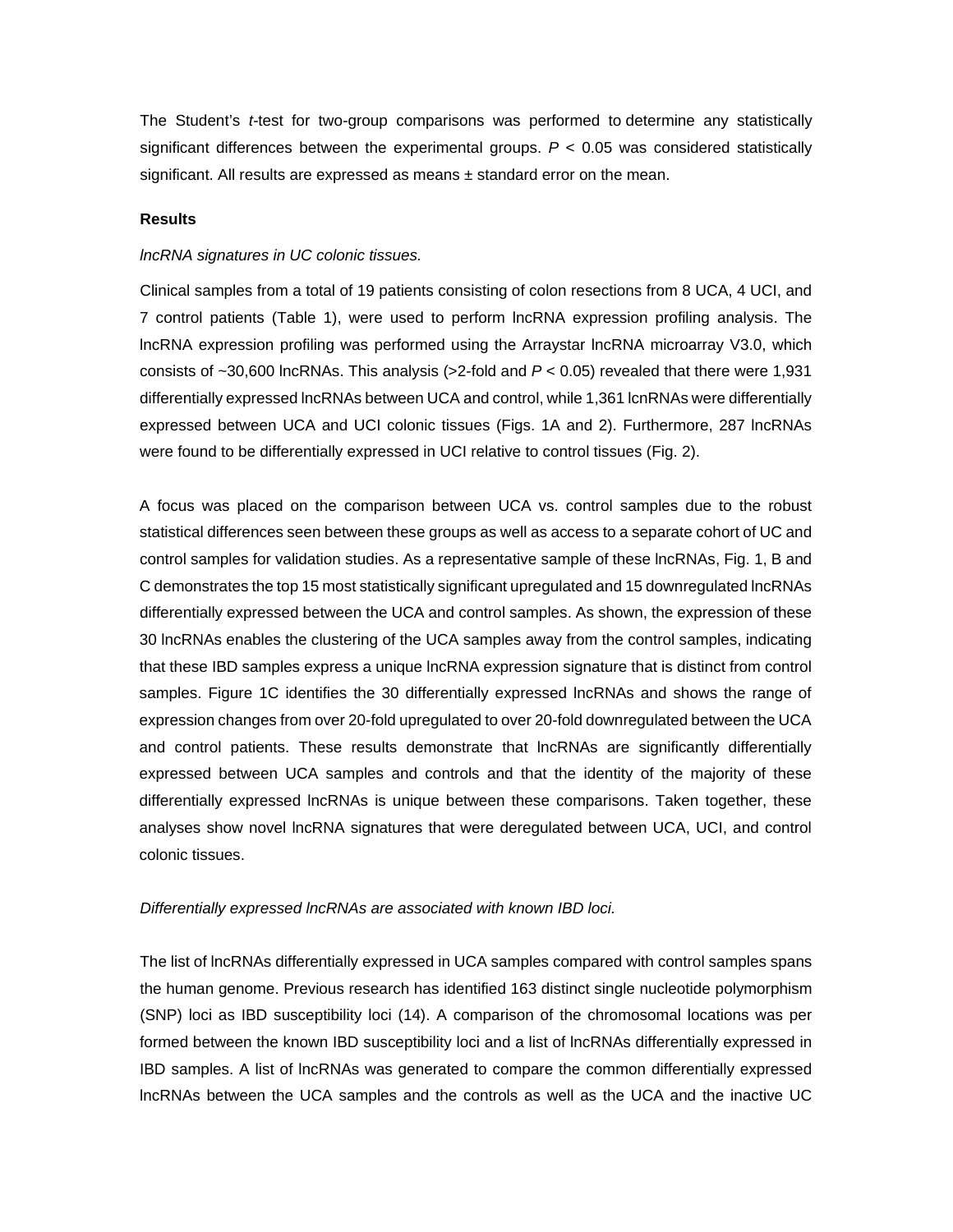The Student's *t*-test for two-group comparisons was performed to determine any statistically significant differences between the experimental groups. $P < 0.05$ was considered statistically significant. All results are expressed as means ± standard error on the mean.

**Results**

*lncRNA signatures in UC colonic tissues.*

Clinical samples from a total of 19 patients consisting of colon resections from 8 UCA, 4 UCI, and 7 control patients (Table 1), were used to perform lncRNA expression profiling analysis. The lncRNA expression profiling was performed using the Arraystar lncRNA microarray V3.0, which consists of ~30,600 lncRNAs. This analysis (>2-fold and $P < 0.05$) revealed that there were 1,931 differentially expressed lncRNAs between UCA and control, while 1,361 lcnRNAs were differentially expressed between UCA and UCI colonic tissues (Figs. 1A and 2). Furthermore, 287 lncRNAs were found to be differentially expressed in UCI relative to control tissues (Fig. 2).

A focus was placed on the comparison between UCA vs. control samples due to the robust statistical differences seen between these groups as well as access to a separate cohort of UC and control samples for validation studies. As a representative sample of these lncRNAs, Fig. 1, B and C demonstrates the top 15 most statistically significant upregulated and 15 downregulated lncRNAs differentially expressed between the UCA and control samples. As shown, the expression of these 30 lncRNAs enables the clustering of the UCA samples away from the control samples, indicating that these IBD samples express a unique lncRNA expression signature that is distinct from control samples. Figure 1C identifies the 30 differentially expressed lncRNAs and shows the range of expression changes from over 20-fold upregulated to over 20-fold downregulated between the UCA and control patients. These results demonstrate that lncRNAs are significantly differentially expressed between UCA samples and controls and that the identity of the majority of these differentially expressed lncRNAs is unique between these comparisons. Taken together, these analyses show novel lncRNA signatures that were deregulated between UCA, UCI, and control colonic tissues.

*Differentially expressed lncRNAs are associated with known IBD loci.*

The list of lncRNAs differentially expressed in UCA samples compared with control samples spans the human genome. Previous research has identified 163 distinct single nucleotide polymorphism (SNP) loci as IBD susceptibility loci (14). A comparison of the chromosomal locations was per formed between the known IBD susceptibility loci and a list of lncRNAs differentially expressed in IBD samples. A list of lncRNAs was generated to compare the common differentially expressed lncRNAs between the UCA samples and the controls as well as the UCA and the inactive UC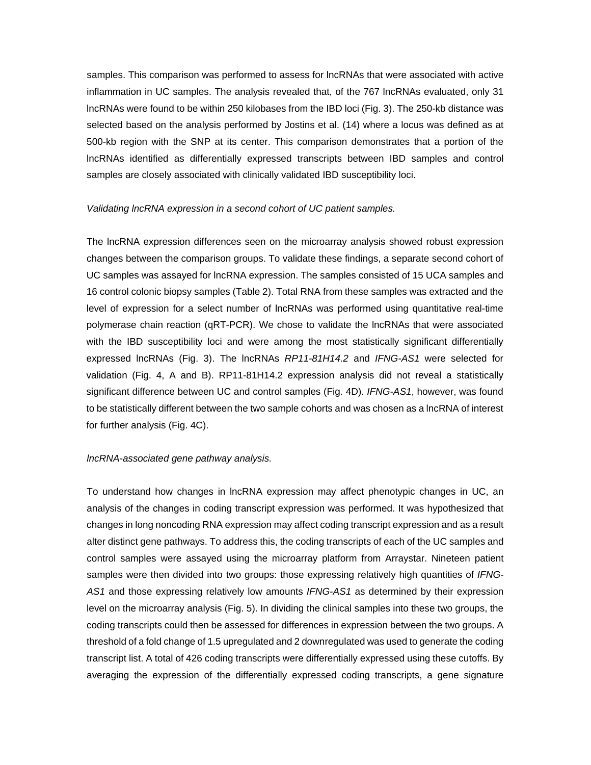samples. This comparison was performed to assess for lncRNAs that were associated with active inflammation in UC samples. The analysis revealed that, of the 767 lncRNAs evaluated, only 31 lncRNAs were found to be within 250 kilobases from the IBD loci (Fig. 3). The 250-kb distance was selected based on the analysis performed by Jostins et al. (14) where a locus was defined as at 500-kb region with the SNP at its center. This comparison demonstrates that a portion of the lncRNAs identified as differentially expressed transcripts between IBD samples and control samples are closely associated with clinically validated IBD susceptibility loci.

*Validating lncRNA expression in a second cohort of UC patient samples.*

The lncRNA expression differences seen on the microarray analysis showed robust expression changes between the comparison groups. To validate these findings, a separate second cohort of UC samples was assayed for lncRNA expression. The samples consisted of 15 UCA samples and 16 control colonic biopsy samples (Table 2). Total RNA from these samples was extracted and the level of expression for a select number of lncRNAs was performed using quantitative real-time polymerase chain reaction (qRT-PCR). We chose to validate the lncRNAs that were associated with the IBD susceptibility loci and were among the most statistically significant differentially expressed lncRNAs (Fig. 3). The lncRNAs *RP11-81H14.2* and *IFNG-AS1* were selected for validation (Fig. 4, A and B). RP11-81H14.2 expression analysis did not reveal a statistically significant difference between UC and control samples (Fig. 4D). *IFNG-AS1*, however, was found to be statistically different between the two sample cohorts and was chosen as a lncRNA of interest for further analysis (Fig. 4C).

*lncRNA-associated gene pathway analysis.*

To understand how changes in lncRNA expression may affect phenotypic changes in UC, an analysis of the changes in coding transcript expression was performed. It was hypothesized that changes in long noncoding RNA expression may affect coding transcript expression and as a result alter distinct gene pathways. To address this, the coding transcripts of each of the UC samples and control samples were assayed using the microarray platform from Arraystar. Nineteen patient samples were then divided into two groups: those expressing relatively high quantities of *IFNG-AS1* and those expressing relatively low amounts *IFNG-AS1* as determined by their expression level on the microarray analysis (Fig. 5). In dividing the clinical samples into these two groups, the coding transcripts could then be assessed for differences in expression between the two groups. A threshold of a fold change of 1.5 upregulated and 2 downregulated was used to generate the coding transcript list. A total of 426 coding transcripts were differentially expressed using these cutoffs. By averaging the expression of the differentially expressed coding transcripts, a gene signature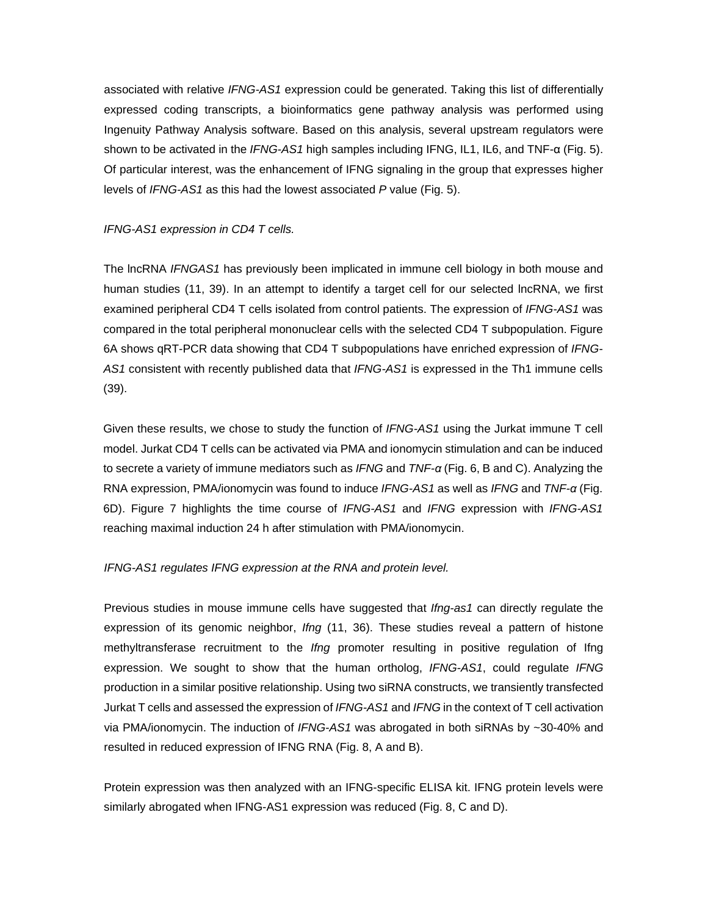associated with relative *IFNG-AS1* expression could be generated. Taking this list of differentially expressed coding transcripts, a bioinformatics gene pathway analysis was performed using Ingenuity Pathway Analysis software. Based on this analysis, several upstream regulators were shown to be activated in the *IFNG-AS1* high samples including IFNG, IL1, IL6, and TNF-α (Fig. 5). Of particular interest, was the enhancement of IFNG signaling in the group that expresses higher levels of *IFNG-AS1* as this had the lowest associated *P* value (Fig. 5).

*IFNG-AS1 expression in CD4 T cells.*

The lncRNA *IFNGAS1* has previously been implicated in immune cell biology in both mouse and human studies (11, 39). In an attempt to identify a target cell for our selected lncRNA, we first examined peripheral CD4 T cells isolated from control patients. The expression of *IFNG-AS1* was compared in the total peripheral mononuclear cells with the selected CD4 T subpopulation. Figure 6A shows qRT-PCR data showing that CD4 T subpopulations have enriched expression of *IFNG-AS1* consistent with recently published data that *IFNG-AS1* is expressed in the Th1 immune cells (39).

Given these results, we chose to study the function of *IFNG-AS1* using the Jurkat immune T cell model. Jurkat CD4 T cells can be activated via PMA and ionomycin stimulation and can be induced to secrete a variety of immune mediators such as *IFNG* and *TNF-α* (Fig. 6, B and C). Analyzing the RNA expression, PMA/ionomycin was found to induce *IFNG-AS1* as well as *IFNG* and *TNF-α* (Fig. 6D). Figure 7 highlights the time course of *IFNG-AS1* and *IFNG* expression with *IFNG-AS1* reaching maximal induction 24 h after stimulation with PMA/ionomycin.

*IFNG-AS1 regulates IFNG expression at the RNA and protein level.*

Previous studies in mouse immune cells have suggested that *Ifng-as1* can directly regulate the expression of its genomic neighbor, *Ifng* (11, 36). These studies reveal a pattern of histone methyltransferase recruitment to the *Ifng* promoter resulting in positive regulation of Ifng expression. We sought to show that the human ortholog, *IFNG-AS1*, could regulate *IFNG* production in a similar positive relationship. Using two siRNA constructs, we transiently transfected Jurkat T cells and assessed the expression of *IFNG-AS1* and *IFNG* in the context of T cell activation via PMA/ionomycin. The induction of *IFNG-AS1* was abrogated in both siRNAs by ~30-40% and resulted in reduced expression of IFNG RNA (Fig. 8, A and B).

Protein expression was then analyzed with an IFNG-specific ELISA kit. IFNG protein levels were similarly abrogated when IFNG-AS1 expression was reduced (Fig. 8, C and D).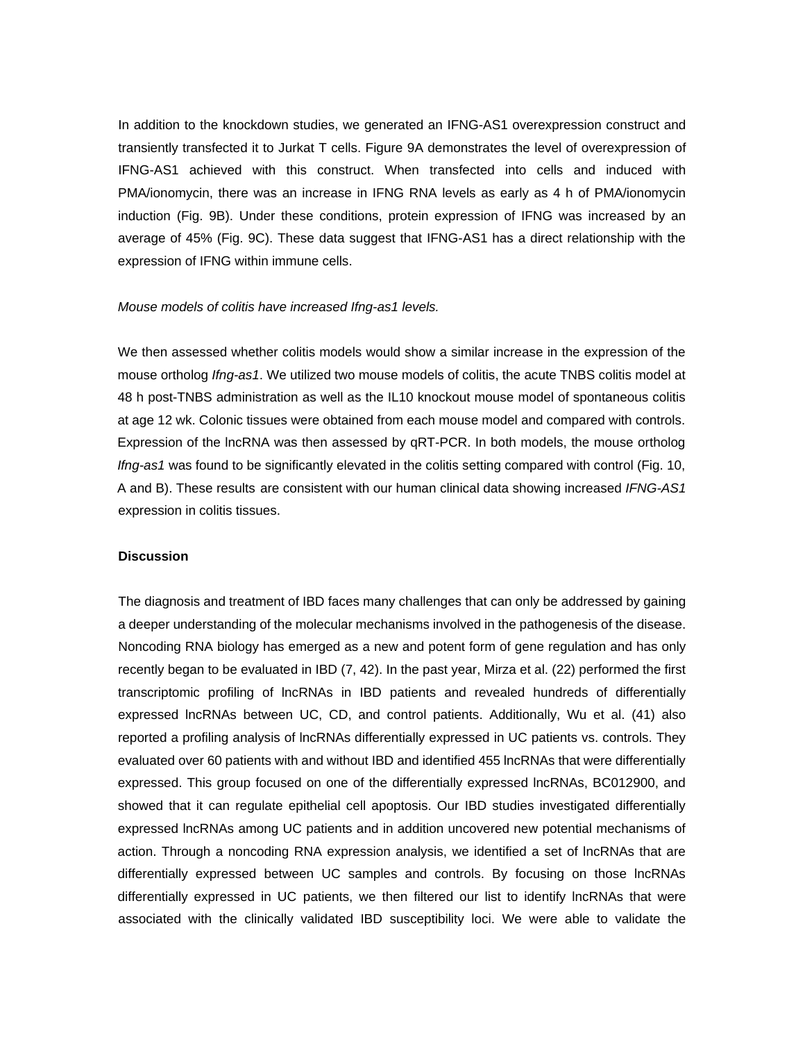In addition to the knockdown studies, we generated an IFNG-AS1 overexpression construct and transiently transfected it to Jurkat T cells. Figure 9A demonstrates the level of overexpression of IFNG-AS1 achieved with this construct. When transfected into cells and induced with PMA/ionomycin, there was an increase in IFNG RNA levels as early as 4 h of PMA/ionomycin induction (Fig. 9B). Under these conditions, protein expression of IFNG was increased by an average of 45% (Fig. 9C). These data suggest that IFNG-AS1 has a direct relationship with the expression of IFNG within immune cells.

*Mouse models of colitis have increased Ifng-as1 levels.*

We then assessed whether colitis models would show a similar increase in the expression of the mouse ortholog *Ifng-as1*. We utilized two mouse models of colitis, the acute TNBS colitis model at 48 h post-TNBS administration as well as the IL10 knockout mouse model of spontaneous colitis at age 12 wk. Colonic tissues were obtained from each mouse model and compared with controls. Expression of the lncRNA was then assessed by qRT-PCR. In both models, the mouse ortholog *Ifng-as1* was found to be significantly elevated in the colitis setting compared with control (Fig. 10, A and B). These results are consistent with our human clinical data showing increased *IFNG-AS1* expression in colitis tissues.

**Discussion**

The diagnosis and treatment of IBD faces many challenges that can only be addressed by gaining a deeper understanding of the molecular mechanisms involved in the pathogenesis of the disease. Noncoding RNA biology has emerged as a new and potent form of gene regulation and has only recently began to be evaluated in IBD (7, 42). In the past year, Mirza et al. (22) performed the first transcriptomic profiling of lncRNAs in IBD patients and revealed hundreds of differentially expressed lncRNAs between UC, CD, and control patients. Additionally, Wu et al. (41) also reported a profiling analysis of lncRNAs differentially expressed in UC patients vs. controls. They evaluated over 60 patients with and without IBD and identified 455 lncRNAs that were differentially expressed. This group focused on one of the differentially expressed lncRNAs, BC012900, and showed that it can regulate epithelial cell apoptosis. Our IBD studies investigated differentially expressed lncRNAs among UC patients and in addition uncovered new potential mechanisms of action. Through a noncoding RNA expression analysis, we identified a set of lncRNAs that are differentially expressed between UC samples and controls. By focusing on those lncRNAs differentially expressed in UC patients, we then filtered our list to identify lncRNAs that were associated with the clinically validated IBD susceptibility loci. We were able to validate the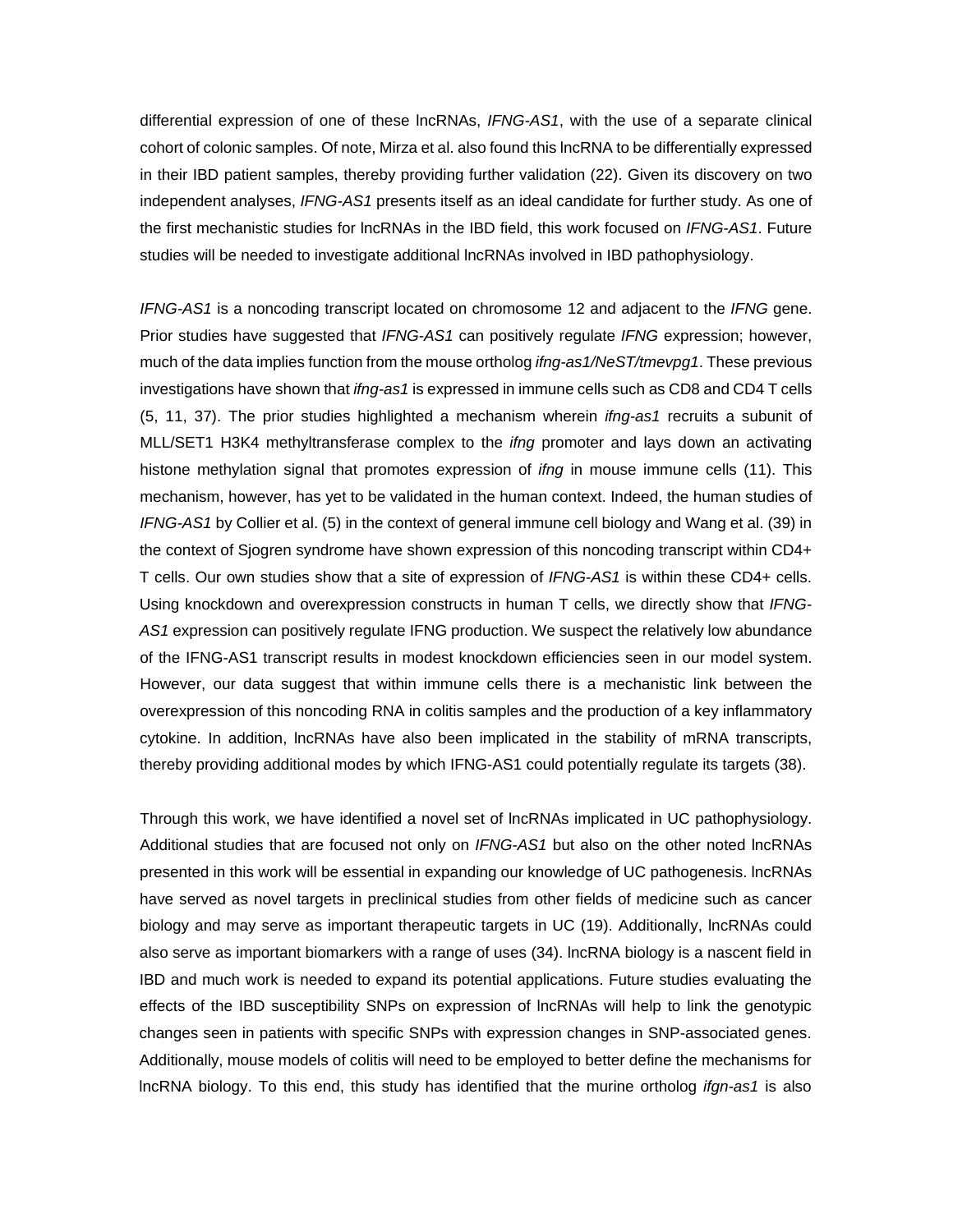differential expression of one of these lncRNAs, *IFNG-AS1*, with the use of a separate clinical cohort of colonic samples. Of note, Mirza et al. also found this lncRNA to be differentially expressed in their IBD patient samples, thereby providing further validation (22). Given its discovery on two independent analyses, *IFNG-AS1* presents itself as an ideal candidate for further study. As one of the first mechanistic studies for lncRNAs in the IBD field, this work focused on *IFNG-AS1*. Future studies will be needed to investigate additional lncRNAs involved in IBD pathophysiology.

*IFNG-AS1* is a noncoding transcript located on chromosome 12 and adjacent to the *IFNG* gene. Prior studies have suggested that *IFNG-AS1* can positively regulate *IFNG* expression; however, much of the data implies function from the mouse ortholog *ifng-as1/NeST/tmevpg1*. These previous investigations have shown that *ifng-as1* is expressed in immune cells such as CD8 and CD4 T cells (5, 11, 37). The prior studies highlighted a mechanism wherein *ifng-as1* recruits a subunit of MLL/SET1 H3K4 methyltransferase complex to the *ifng* promoter and lays down an activating histone methylation signal that promotes expression of *ifng* in mouse immune cells (11). This mechanism, however, has yet to be validated in the human context. Indeed, the human studies of *IFNG-AS1* by Collier et al. (5) in the context of general immune cell biology and Wang et al. (39) in the context of Sjogren syndrome have shown expression of this noncoding transcript within CD4+ T cells. Our own studies show that a site of expression of *IFNG-AS1* is within these CD4+ cells. Using knockdown and overexpression constructs in human T cells, we directly show that *IFNG-AS1* expression can positively regulate IFNG production. We suspect the relatively low abundance of the IFNG-AS1 transcript results in modest knockdown efficiencies seen in our model system. However, our data suggest that within immune cells there is a mechanistic link between the overexpression of this noncoding RNA in colitis samples and the production of a key inflammatory cytokine. In addition, lncRNAs have also been implicated in the stability of mRNA transcripts, thereby providing additional modes by which IFNG-AS1 could potentially regulate its targets (38).

Through this work, we have identified a novel set of lncRNAs implicated in UC pathophysiology. Additional studies that are focused not only on *IFNG-AS1* but also on the other noted lncRNAs presented in this work will be essential in expanding our knowledge of UC pathogenesis. lncRNAs have served as novel targets in preclinical studies from other fields of medicine such as cancer biology and may serve as important therapeutic targets in UC (19). Additionally, lncRNAs could also serve as important biomarkers with a range of uses (34). lncRNA biology is a nascent field in IBD and much work is needed to expand its potential applications. Future studies evaluating the effects of the IBD susceptibility SNPs on expression of lncRNAs will help to link the genotypic changes seen in patients with specific SNPs with expression changes in SNP-associated genes. Additionally, mouse models of colitis will need to be employed to better define the mechanisms for lncRNA biology. To this end, this study has identified that the murine ortholog *ifgn-as1* is also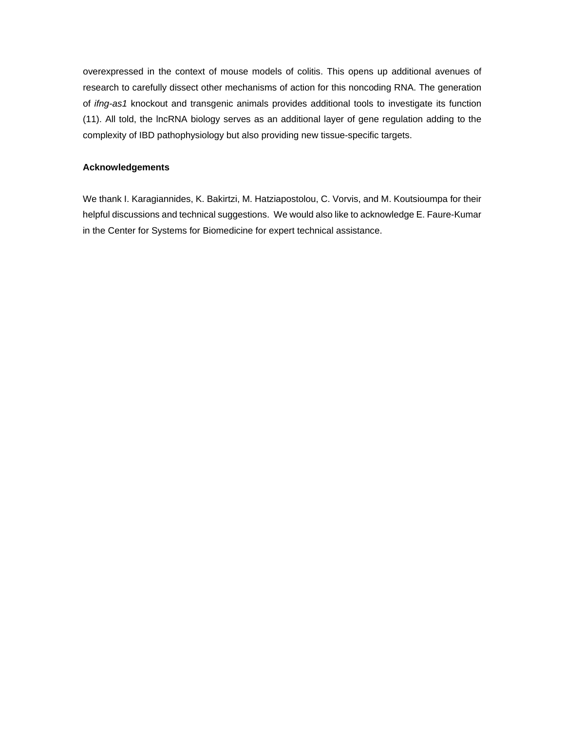overexpressed in the context of mouse models of colitis. This opens up additional avenues of research to carefully dissect other mechanisms of action for this noncoding RNA. The generation of *ifng-as1* knockout and transgenic animals provides additional tools to investigate its function (11). All told, the lncRNA biology serves as an additional layer of gene regulation adding to the complexity of IBD pathophysiology but also providing new tissue-specific targets.

**Acknowledgements**

We thank I. Karagiannides, K. Bakirtzi, M. Hatziapostolou, C. Vorvis, and M. Koutsioumpa for their helpful discussions and technical suggestions. We would also like to acknowledge E. Faure-Kumar in the Center for Systems for Biomedicine for expert technical assistance.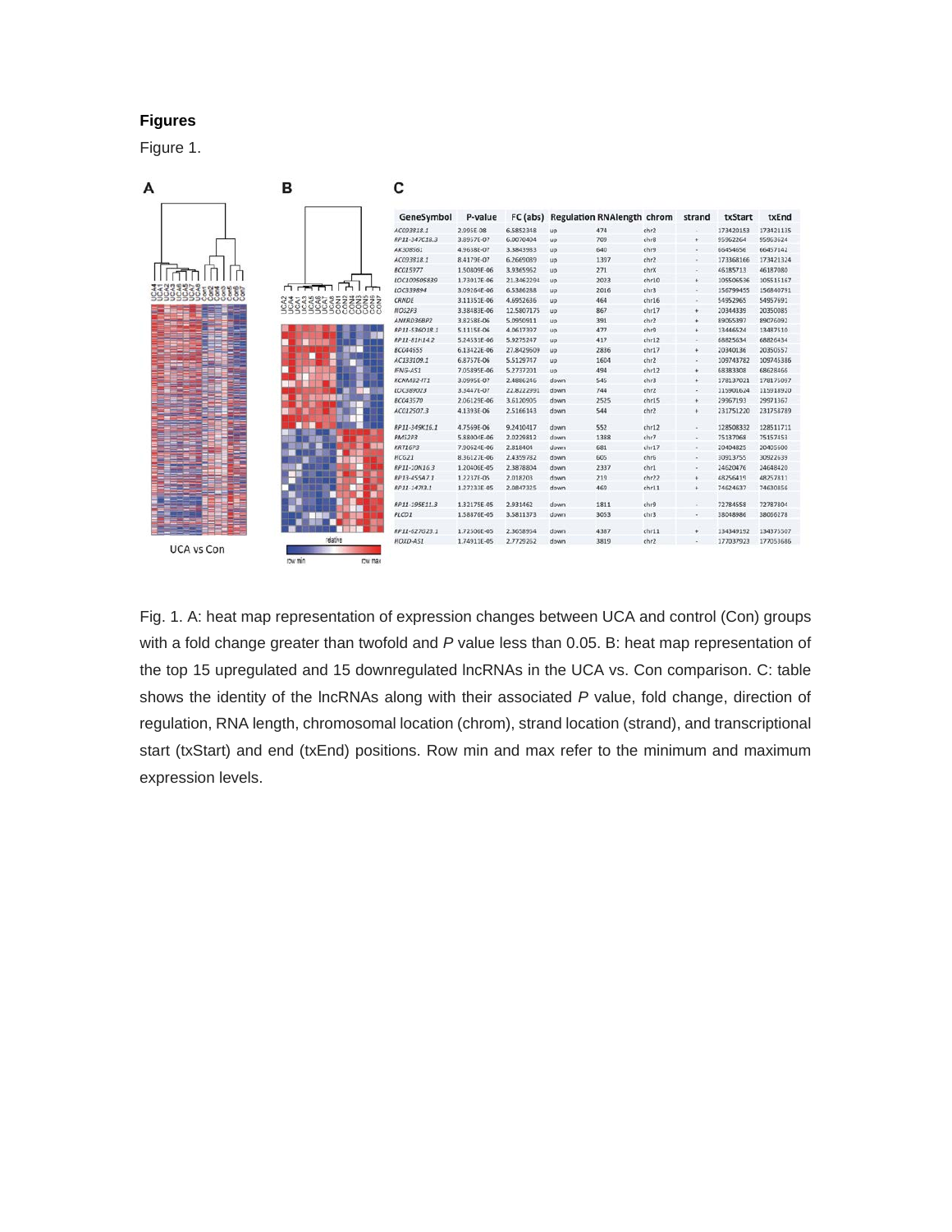**Figures**

Figure 1.

| GeneSymbol | P-value | FC (abs) | Regulation | RNAlength | chrom | strand | txStart | txEnd |
|---|---|---|---|---|---|---|---|---|
| AC093818.1 | 2.095E-08 | 6.5852348 | up | 474 | chr2 | - | 173420153 | 173421135 |
| RP11-347C18.3 | 3.8957E-07 | 6.0070404 | up | 709 | chr8 | + | 95962264 | 95963624 |
| AK308561 | 4.9638E-07 | 3.3843983 | up | 640 | chr9 | - | 66454656 | 66457142 |
| AC093818.1 | 8.4179E-07 | 6.2669089 | up | 1397 | chr2 | - | 173368166 | 173421324 |
| BC015977 | 1.50309E-06 | 3.9365952 | up | 271 | chrX | - | 46185713 | 46187080 |
| LOC100505839 | 1.73017E-06 | 21.3462294 | up | 2023 | chr10 | - | 105506536 | 105515167 |
| LOC339894 | 3.09264E-06 | 6.5386288 | up | 2016 | chr3 | - | 156799455 | 156840791 |
| CRNDE | 3.11351E-06 | 4.6952636 | up | 464 | chr16 | - | 54952965 | 54957691 |
| NOS2P3 | 3.38483E-06 | 12.5807175 | up | 867 | chr17 | + | 20344339 | 20350085 |
| ANKRD36BP2 | 3.8258E-06 | 5.0950911 | up | 391 | chr2 | + | 89065397 | 89076092 |
| RP11-536O18.1 | 5.1115E-06 | 4.0617397 | up | 477 | chr9 | + | 13446524 | 13487110 |
| RP11-81H14.2 | 5.24531E-06 | 5.9275247 | up | 417 | chr12 | - | 68825634 | 68826434 |
| BC044555 | 6.13422E-06 | 27.8429609 | up | 2836 | chr17 | + | 20340136 | 20350557 |
| AC133109.1 | 6.8757E-06 | 5.5129747 | up | 1604 | chr2 | - | 109743782 | 109745386 |
| IFNG-AS1 | 7.05895E-06 | 5.2737201 | up | 494 | chr12 | + | 68383308 | 68628466 |
| KCNMB2-IT1 | 3.0995E-07 | 2.4886246 | down | 545 | chr3 | + | 178137021 | 178171097 |
| LOC389023 | 3.3447E-07 | 22.8222991 | down | 744 | chr2 | - | 115901624 | 115918920 |
| BC043570 | 2.06129E-06 | 3.6120905 | down | 2525 | chr15 | + | 29967193 | 29971167 |
| AC012507.3 | 4.1393E-06 | 2.5166143 | down | 544 | chr2 | + | 231751220 | 231758789 |
| RP11-349K16.1 | 4.7569E-06 | 9.2410417 | down | 552 | chr12 | - | 128508332 | 128511711 |
| PMS2P3 | 5.88004E-06 | 2.0229812 | down | 1388 | chr7 | - | 75137068 | 75157453 |
| KRT16P3 | 7.90624E-06 | 2.818404 | down | 681 | chr17 | - | 20404825 | 20405600 |
| HCG21 | 8.36127E-06 | 2.4359782 | down | 605 | chr6 | - | 30913755 | 30922639 |
| RP11-10N16.3 | 1.20406E-05 | 2.3878804 | down | 2337 | chr1 | - | 24620476 | 24648420 |
| RP13-455A7.1 | 1.2237E-05 | 2.018203 | down | 219 | chr22 | + | 48256419 | 48257311 |
| RP11-147I3.1 | 1.27233E-05 | 2.0847325 | down | 460 | chr11 | + | 74624637 | 74630856 |
| RP11-195E11.3 | 1.32175E-05 | 2.931462 | down | 1811 | chr9 | - | 72784558 | 72787804 |
| PLCD1 | 1.58876E-05 | 3.5811373 | down | 3053 | chr3 | - | 38048986 | 38066178 |
| RP11-627G23.1 | 1.72306E-05 | 2.3658934 | down | 4387 | chr11 | + | 134349152 | 134375507 |
| HOXD-AS1 | 1.74911E-05 | 2.7729262 | down | 3819 | chr2 | - | 177037923 | 177053686 |

Fig. 1. A: heat map representation of expression changes between UCA and control (Con) groups with a fold change greater than twofold and *P* value less than 0.05. B: heat map representation of the top 15 upregulated and 15 downregulated lncRNAs in the UCA vs. Con comparison. C: table shows the identity of the lncRNAs along with their associated *P* value, fold change, direction of regulation, RNA length, chromosomal location (chrom), strand location (strand), and transcriptional start (txStart) and end (txEnd) positions. Row min and max refer to the minimum and maximum expression levels.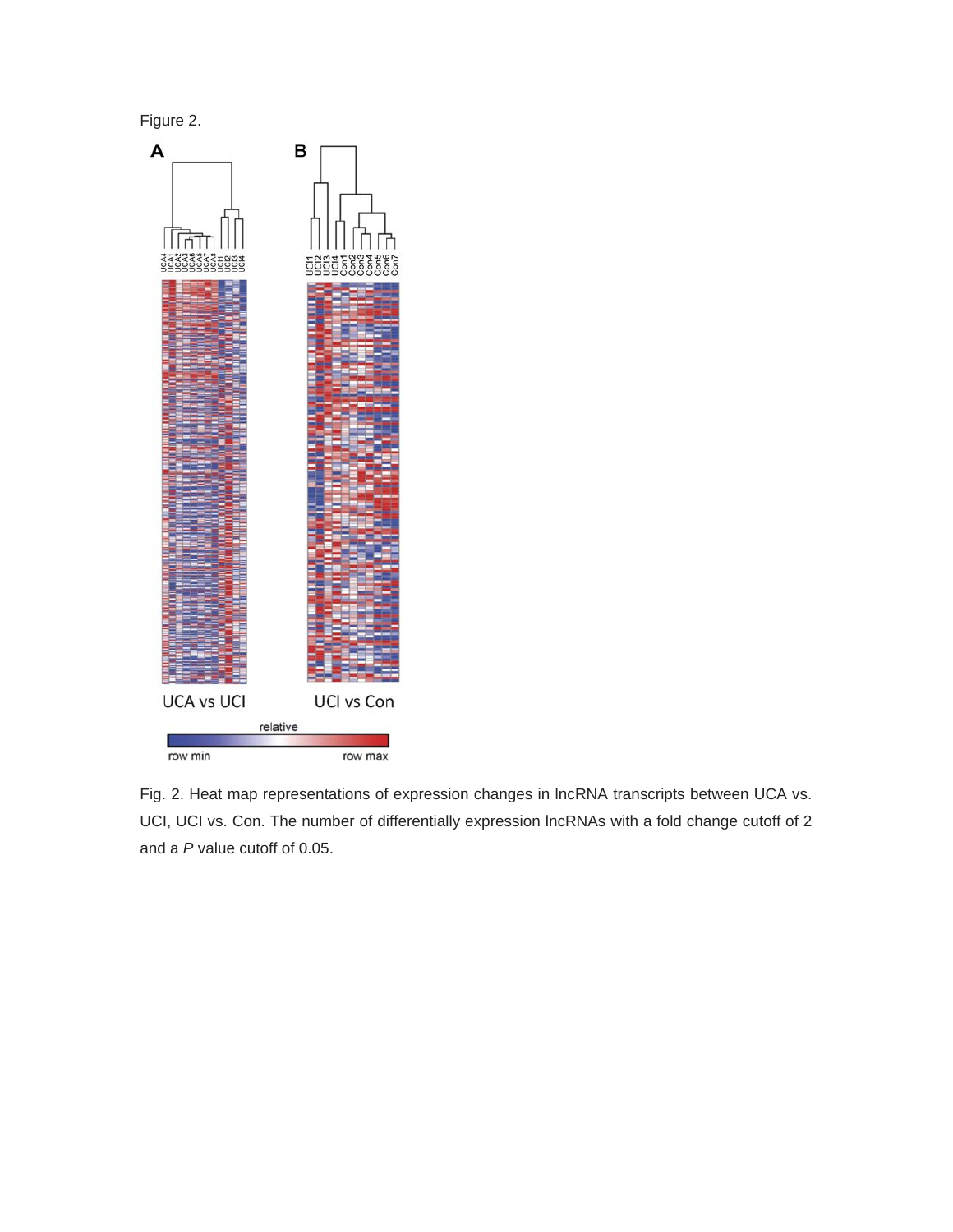Figure 2.

Fig. 2. Heat map representations of expression changes in lncRNA transcripts between UCA vs. UCI, UCI vs. Con. The number of differentially expression lncRNAs with a fold change cutoff of 2 and a *P* value cutoff of 0.05.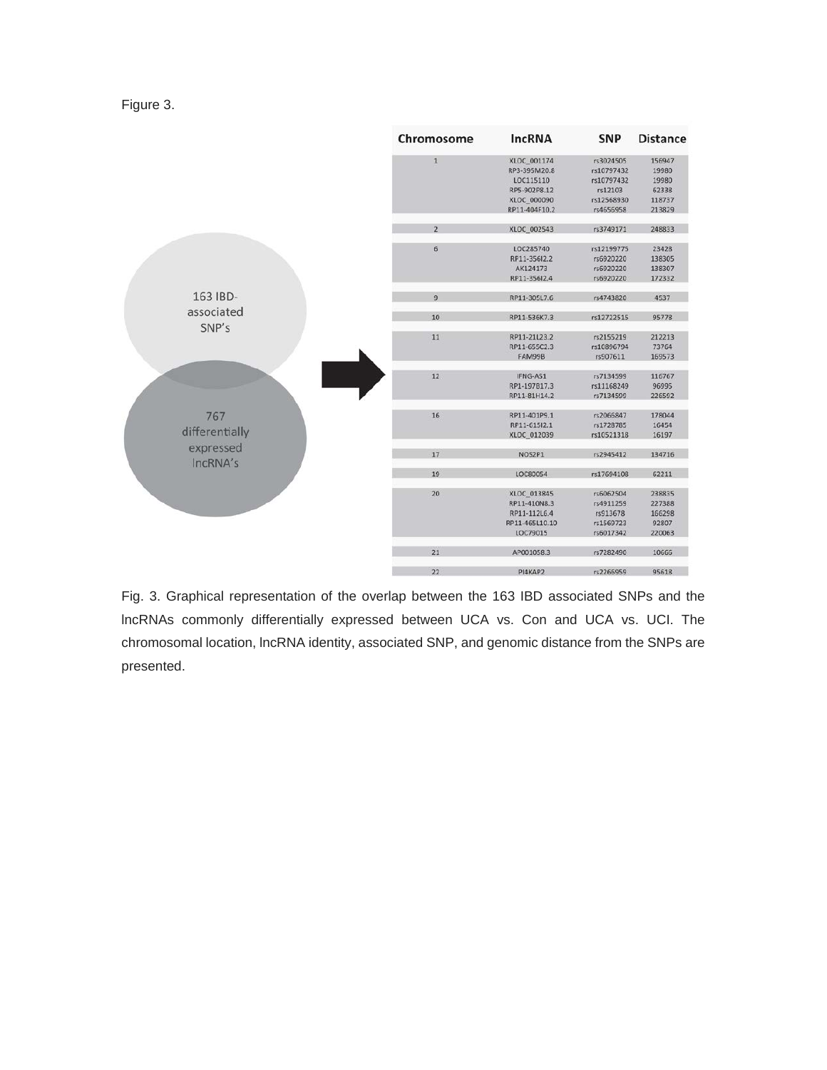Figure 3.

163 IBD-associated SNP's

767 differentially expressed lncRNA's

| Chromosome | lncRNA | SNP | Distance |
|---|---|---|---|
| 1 | XLOC_001174 | rs3024505 | 156947 |
| | RP3-395M20.8 | rs10797432 | 19980 |
| | LOC115110 | rs10797432 | 19980 |
| | RP5-902P8.12 | rs12103 | 62338 |
| | XLOC_000090 | rs12568930 | 118737 |
| | RP11-404F10.2 | rs4656958 | 213829 |
| 2 | XLOC_002543 | rs3749171 | 248833 |
| 6 | LOC285740 | rs12199775 | 23428 |
| | RP11-356I2.2 | rs6920220 | 138305 |
| | AK124173 | rs6920220 | 138307 |
| | RP11-356I2.4 | rs6920220 | 172332 |
| 9 | RP11-305L7.6 | rs4743820 | 4537 |
| 10 | RP11-536K7.3 | rs12722515 | 95778 |
| 11 | RP11-21L23.2 | rs2155219 | 212213 |
| | RP11-655C2.3 | rs10896794 | 73764 |
| | FAM99B | rs907611 | 169573 |
| 12 | IFNG-AS1 | rs7134599 | 116767 |
| | RP1-197B17.3 | rs11168249 | 96995 |
| | RP11-81H14.2 | rs7134599 | 226592 |
| 16 | RP11-401P9.1 | rs2066847 | 178044 |
| | RP11-615I2.1 | rs1728785 | 16454 |
| | XLOC_012039 | rs10521318 | 16197 |
| 17 | NOS2P1 | rs2945412 | 134716 |
| 19 | LOC80054 | rs17694108 | 62211 |
| 20 | XLOC_013845 | rs6062504 | 238835 |
| | RP11-410N8.3 | rs4911259 | 227388 |
| | RP11-112L6.4 | rs913678 | 166298 |
| | RP11-465L10.10 | rs1569723 | 92807 |
| | LOC79015 | rs6017342 | 220063 |
| 21 | AP001058.3 | rs7282490 | 10666 |
| 22 | PI4KAP2 | rs2266959 | 95618 |

Fig. 3. Graphical representation of the overlap between the 163 IBD associated SNPs and the lncRNAs commonly differentially expressed between UCA vs. Con and UCA vs. UCI. The chromosomal location, lncRNA identity, associated SNP, and genomic distance from the SNPs are presented.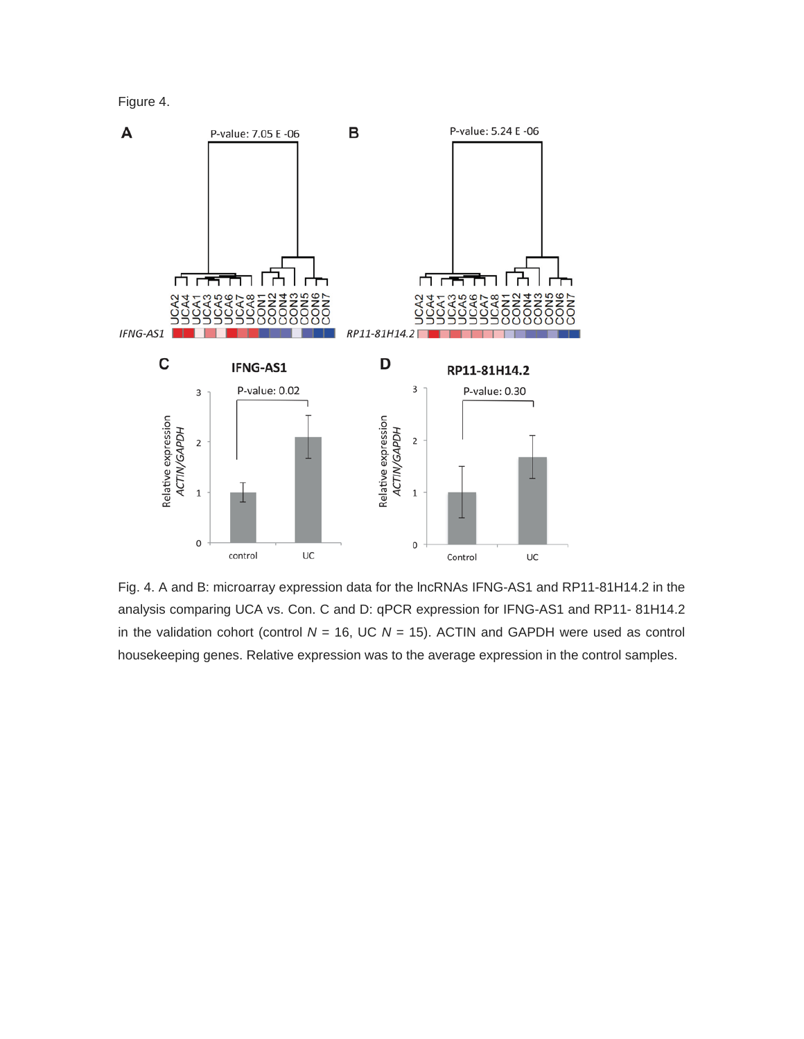Figure 4.

Fig. 4. A and B: microarray expression data for the lncRNAs IFNG-AS1 and RP11-81H14.2 in the analysis comparing UCA vs. Con. C and D: qPCR expression for IFNG-AS1 and RP11- 81H14.2 in the validation cohort (control $N$ = 16, UC $N$ = 15). ACTIN and GAPDH were used as control housekeeping genes. Relative expression was to the average expression in the control samples.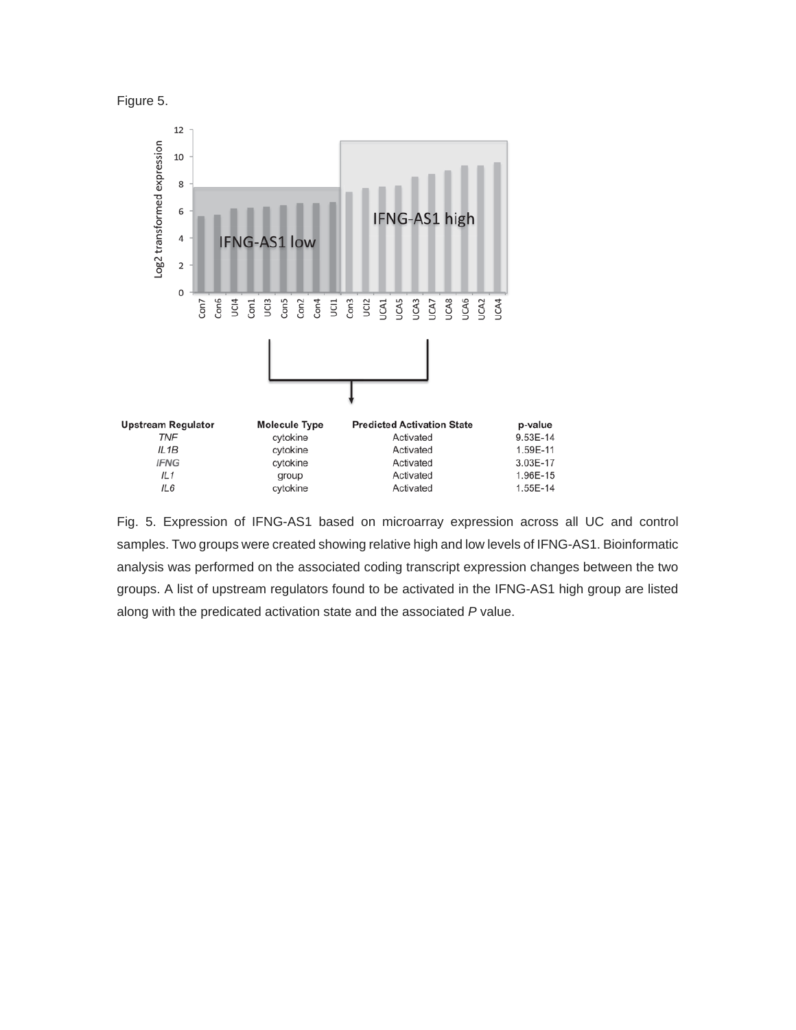Figure 5.

| Upstream Regulator | Molecule Type | Predicted Activation State | p-value |
|---|---|---|---|
| *TNF* | cytokine | Activated | 9.53E-14 |
| *IL1B* | cytokine | Activated | 1.59E-11 |
| *IFNG* | cytokine | Activated | 3.03E-17 |
| *IL1* | group | Activated | 1.96E-15 |
| *IL6* | cytokine | Activated | 1.55E-14 |

Fig. 5. Expression of IFNG-AS1 based on microarray expression across all UC and control samples. Two groups were created showing relative high and low levels of IFNG-AS1. Bioinformatic analysis was performed on the associated coding transcript expression changes between the two groups. A list of upstream regulators found to be activated in the IFNG-AS1 high group are listed along with the predicated activation state and the associated *P* value.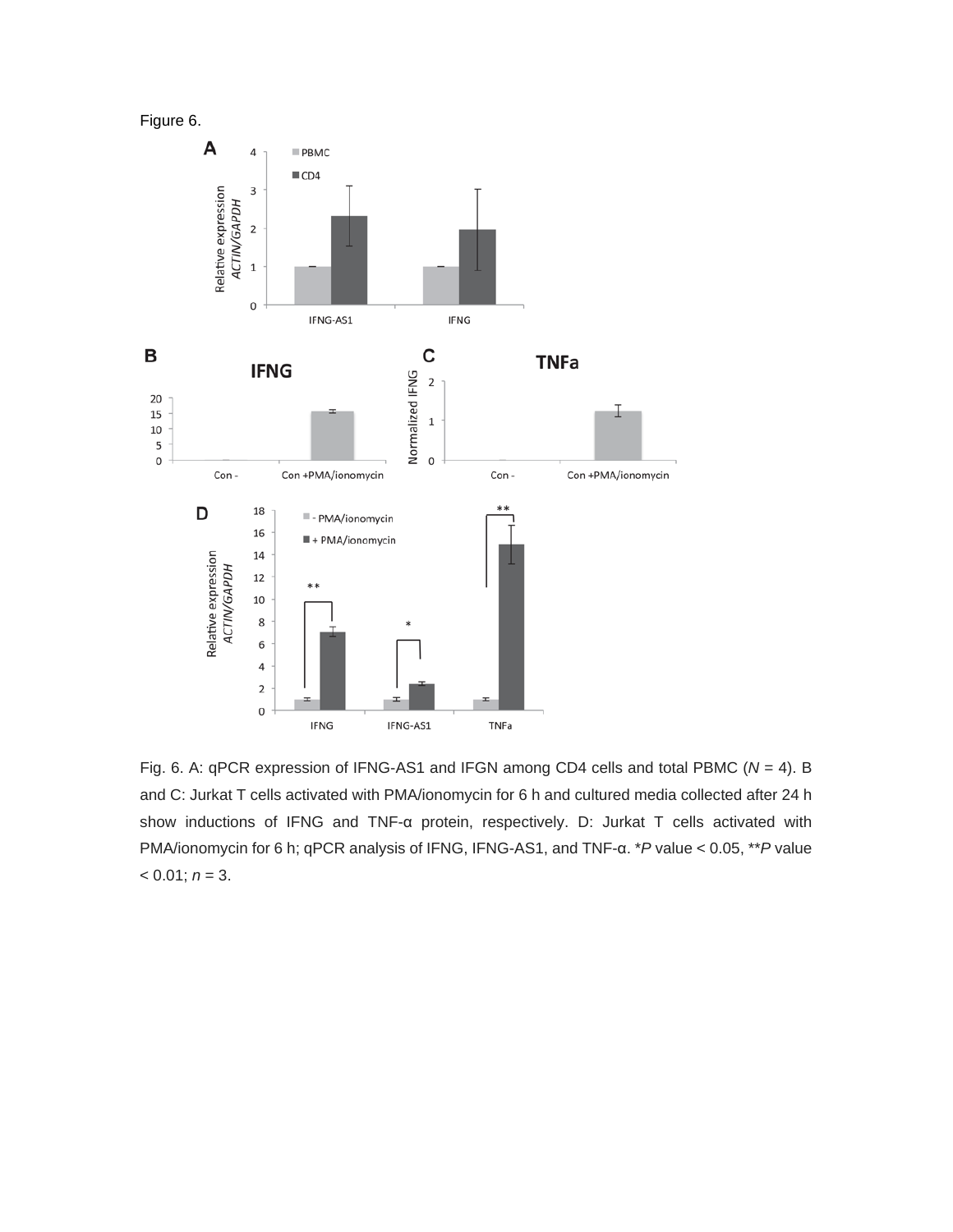Figure 6.

Fig. 6. A: qPCR expression of IFNG-AS1 and IFGN among CD4 cells and total PBMC (*N* = 4). B and C: Jurkat T cells activated with PMA/ionomycin for 6 h and cultured media collected after 24 h show inductions of IFNG and TNF-α protein, respectively. D: Jurkat T cells activated with PMA/ionomycin for 6 h; qPCR analysis of IFNG, IFNG-AS1, and TNF-α. \**P* value < 0.05, \*\**P* value < 0.01; *n* = 3.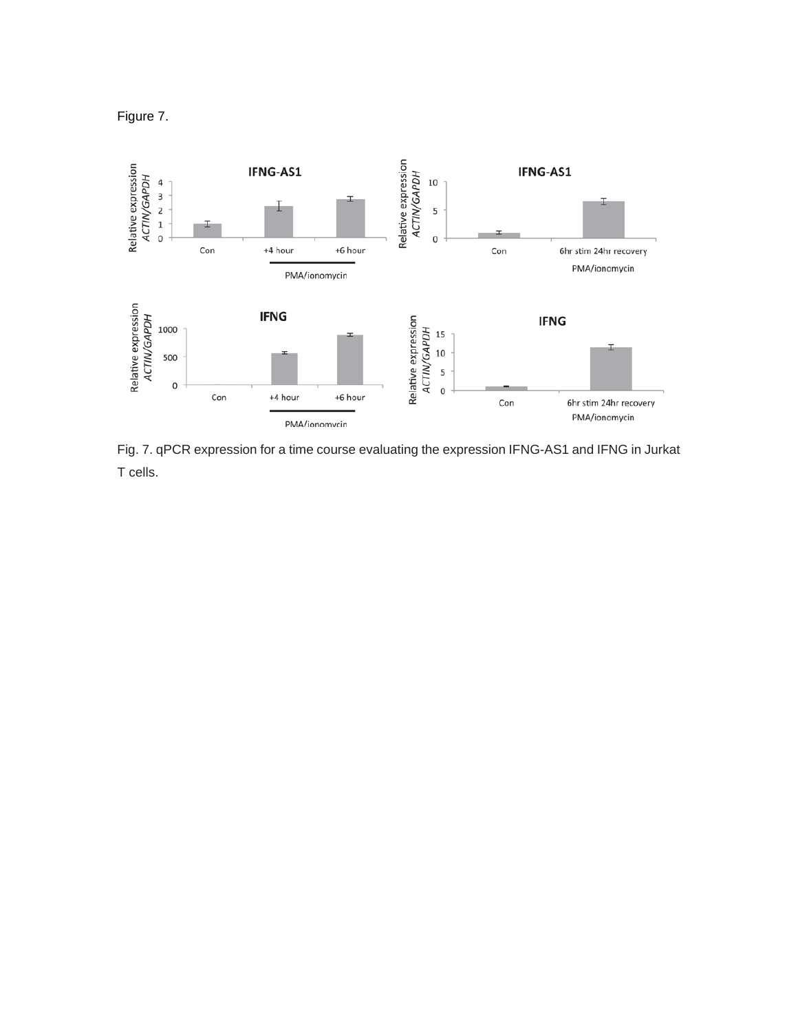Figure 7.

Fig. 7. qPCR expression for a time course evaluating the expression IFNG-AS1 and IFNG in Jurkat T cells.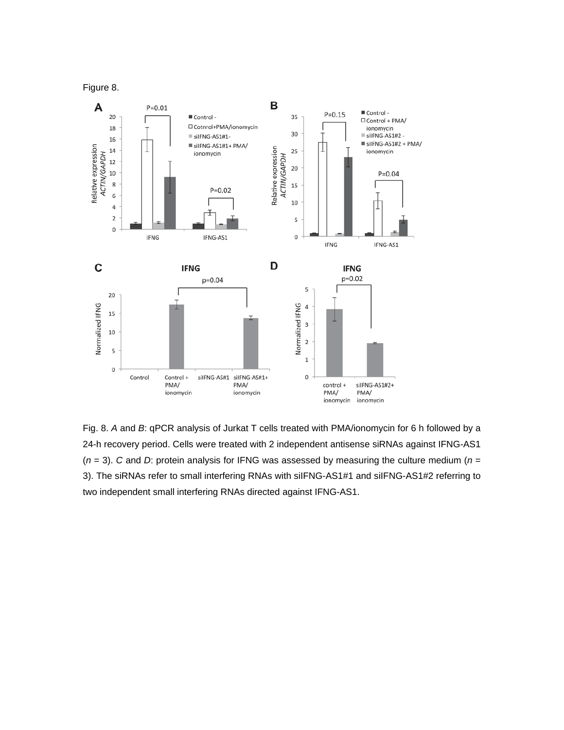Figure 8.

Fig. 8. *A* and *B*: qPCR analysis of Jurkat T cells treated with PMA/ionomycin for 6 h followed by a 24-h recovery period. Cells were treated with 2 independent antisense siRNAs against IFNG-AS1 ($n$ = 3). *C* and *D*: protein analysis for IFNG was assessed by measuring the culture medium ($n$ = 3). The siRNAs refer to small interfering RNAs with siIFNG-AS1#1 and siIFNG-AS1#2 referring to two independent small interfering RNAs directed against IFNG-AS1.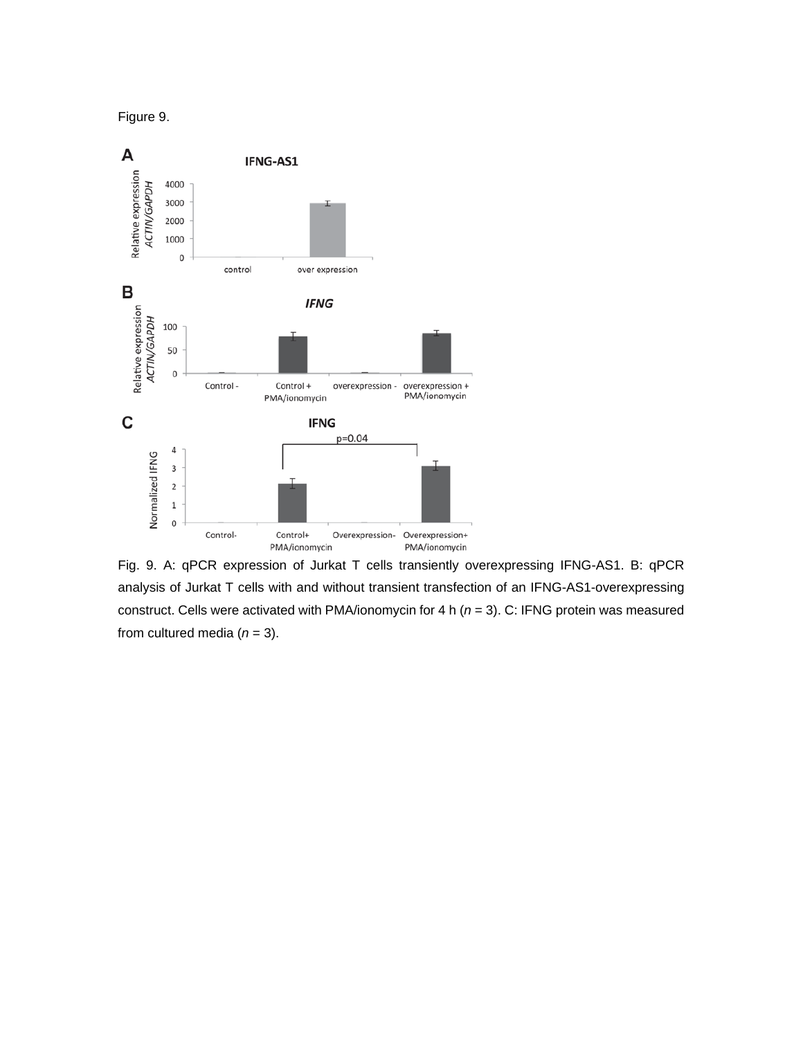Figure 9.

Fig. 9. A: qPCR expression of Jurkat T cells transiently overexpressing IFNG-AS1. B: qPCR analysis of Jurkat T cells with and without transient transfection of an IFNG-AS1-overexpressing construct. Cells were activated with PMA/ionomycin for 4 h (*n* = 3). C: IFNG protein was measured from cultured media (*n* = 3).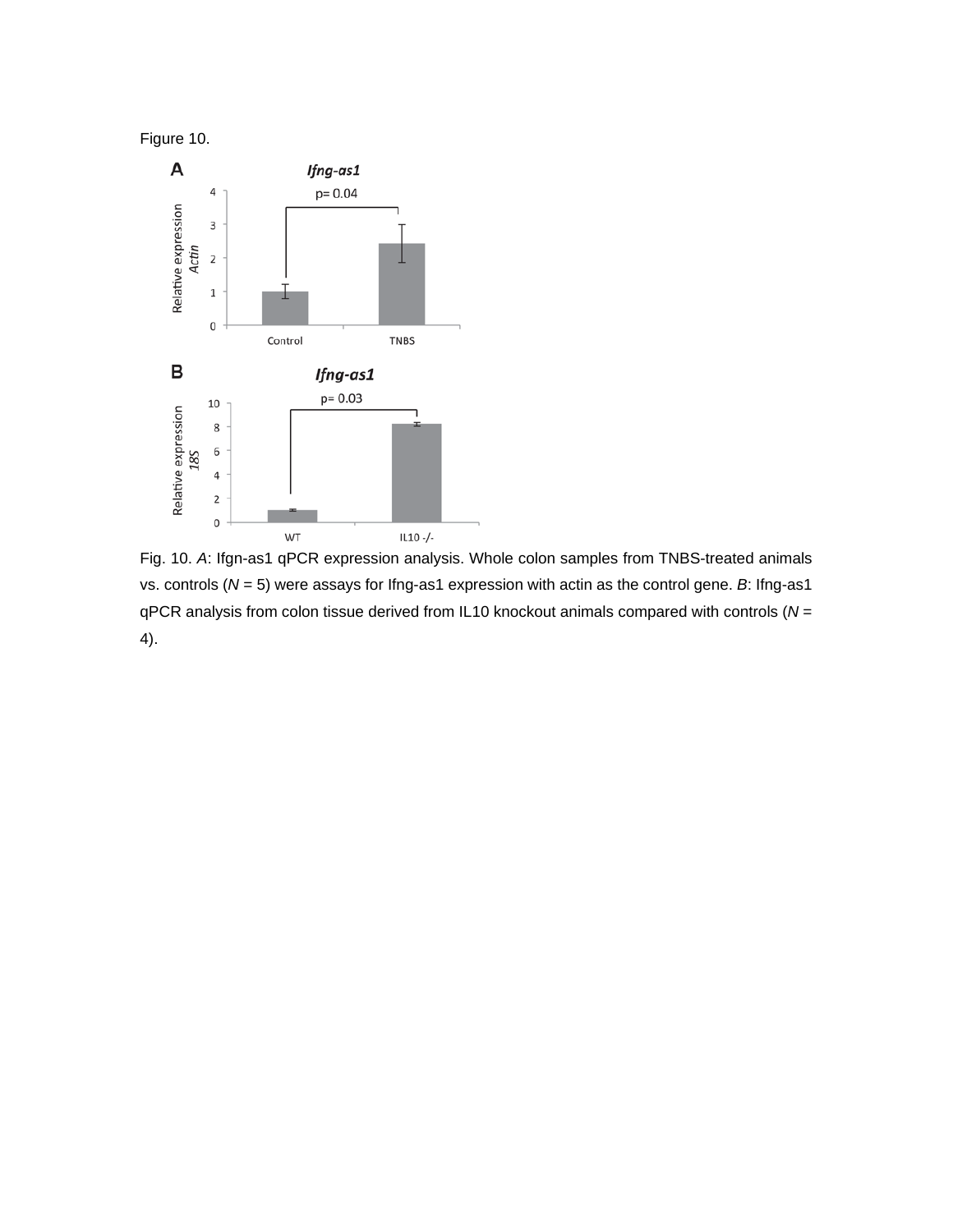Figure 10.

Fig. 10. *A*: Ifgn-as1 qPCR expression analysis. Whole colon samples from TNBS-treated animals vs. controls (*N* = 5) were assays for Ifng-as1 expression with actin as the control gene. *B*: Ifng-as1 qPCR analysis from colon tissue derived from IL10 knockout animals compared with controls (*N* = 4).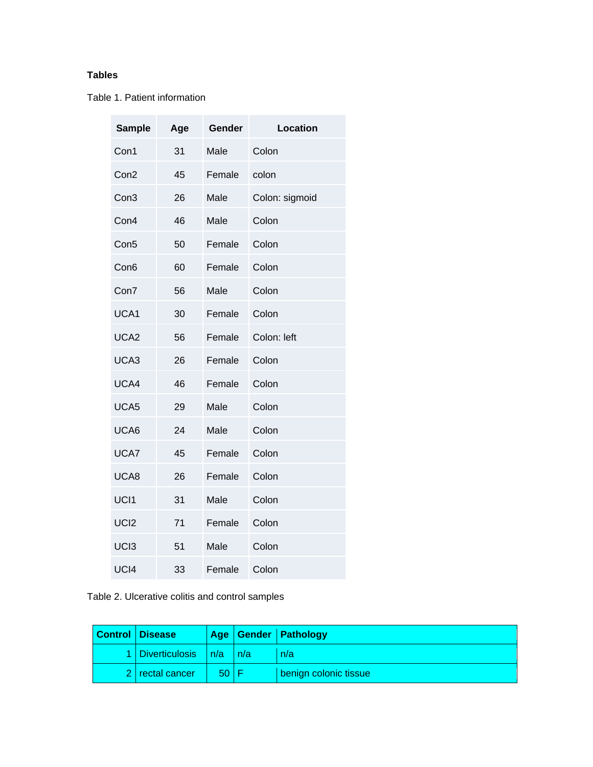**Tables**

Table 1. Patient information

| Sample | Age | Gender | Location |
|---|---|---|---|
| Con1 | 31 | Male | Colon |
| Con2 | 45 | Female | colon |
| Con3 | 26 | Male | Colon: sigmoid |
| Con4 | 46 | Male | Colon |
| Con5 | 50 | Female | Colon |
| Con6 | 60 | Female | Colon |
| Con7 | 56 | Male | Colon |
| UCA1 | 30 | Female | Colon |
| UCA2 | 56 | Female | Colon: left |
| UCA3 | 26 | Female | Colon |
| UCA4 | 46 | Female | Colon |
| UCA5 | 29 | Male | Colon |
| UCA6 | 24 | Male | Colon |
| UCA7 | 45 | Female | Colon |
| UCA8 | 26 | Female | Colon |
| UCI1 | 31 | Male | Colon |
| UCI2 | 71 | Female | Colon |
| UCI3 | 51 | Male | Colon |
| UCI4 | 33 | Female | Colon |

Table 2. Ulcerative colitis and control samples

| Control | Disease | Age | Gender | Pathology |
|---|---|---|---|---|
| 1 | Diverticulosis | n/a | n/a | n/a |
| 2 | rectal cancer | 50 | F | benign colonic tissue |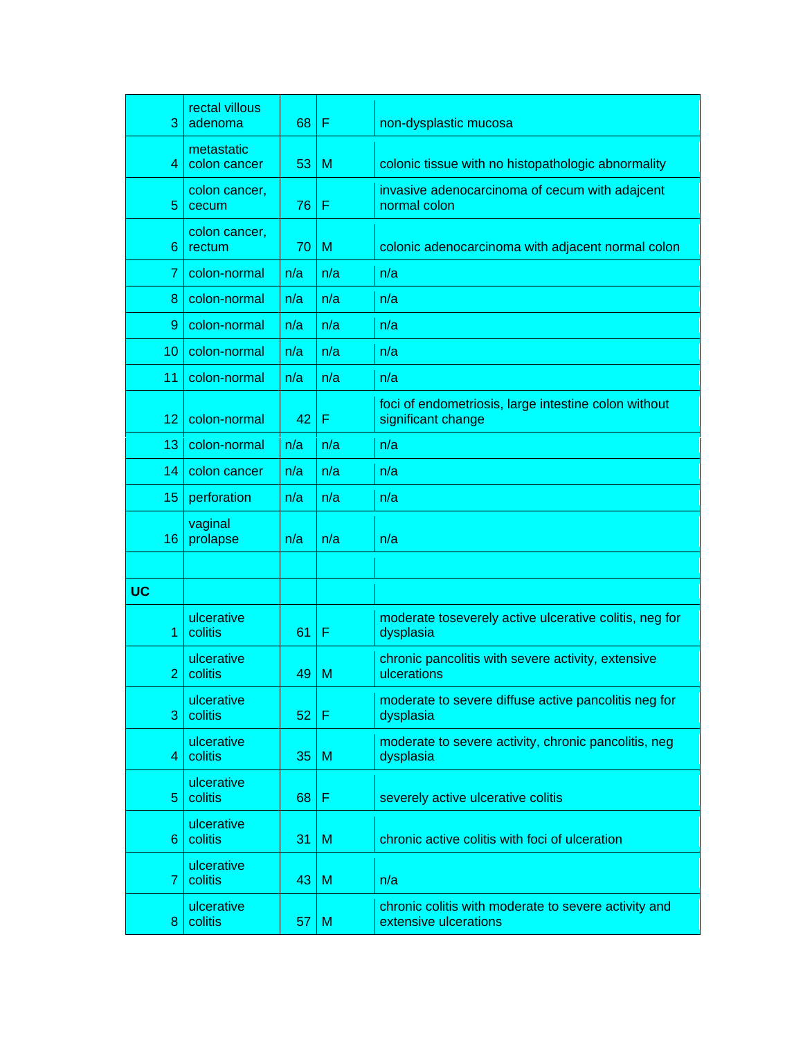| | | | | |
|---|---|---|---|---|
| 3 | rectal villous adenoma | 68 | F | non-dysplastic mucosa |
| 4 | metastatic colon cancer | 53 | M | colonic tissue with no histopathologic abnormality |
| 5 | colon cancer, cecum | 76 | F | invasive adenocarcinoma of cecum with adajcent normal colon |
| 6 | colon cancer, rectum | 70 | M | colonic adenocarcinoma with adjacent normal colon |
| 7 | colon-normal | n/a | n/a | n/a |
| 8 | colon-normal | n/a | n/a | n/a |
| 9 | colon-normal | n/a | n/a | n/a |
| 10 | colon-normal | n/a | n/a | n/a |
| 11 | colon-normal | n/a | n/a | n/a |
| 12 | colon-normal | 42 | F | foci of endometriosis, large intestine colon without significant change |
| 13 | colon-normal | n/a | n/a | n/a |
| 14 | colon cancer | n/a | n/a | n/a |
| 15 | perforation | n/a | n/a | n/a |
| 16 | vaginal prolapse | n/a | n/a | n/a |
| | | | | |
| **UC** | | | | |
| 1 | ulcerative colitis | 61 | F | moderate toseverely active ulcerative colitis, neg for dysplasia |
| 2 | ulcerative colitis | 49 | M | chronic pancolitis with severe activity, extensive ulcerations |
| 3 | ulcerative colitis | 52 | F | moderate to severe diffuse active pancolitis neg for dysplasia |
| 4 | ulcerative colitis | 35 | M | moderate to severe activity, chronic pancolitis, neg dysplasia |
| 5 | ulcerative colitis | 68 | F | severely active ulcerative colitis |
| 6 | ulcerative colitis | 31 | M | chronic active colitis with foci of ulceration |
| 7 | ulcerative colitis | 43 | M | n/a |
| 8 | ulcerative colitis | 57 | M | chronic colitis with moderate to severe activity and extensive ulcerations |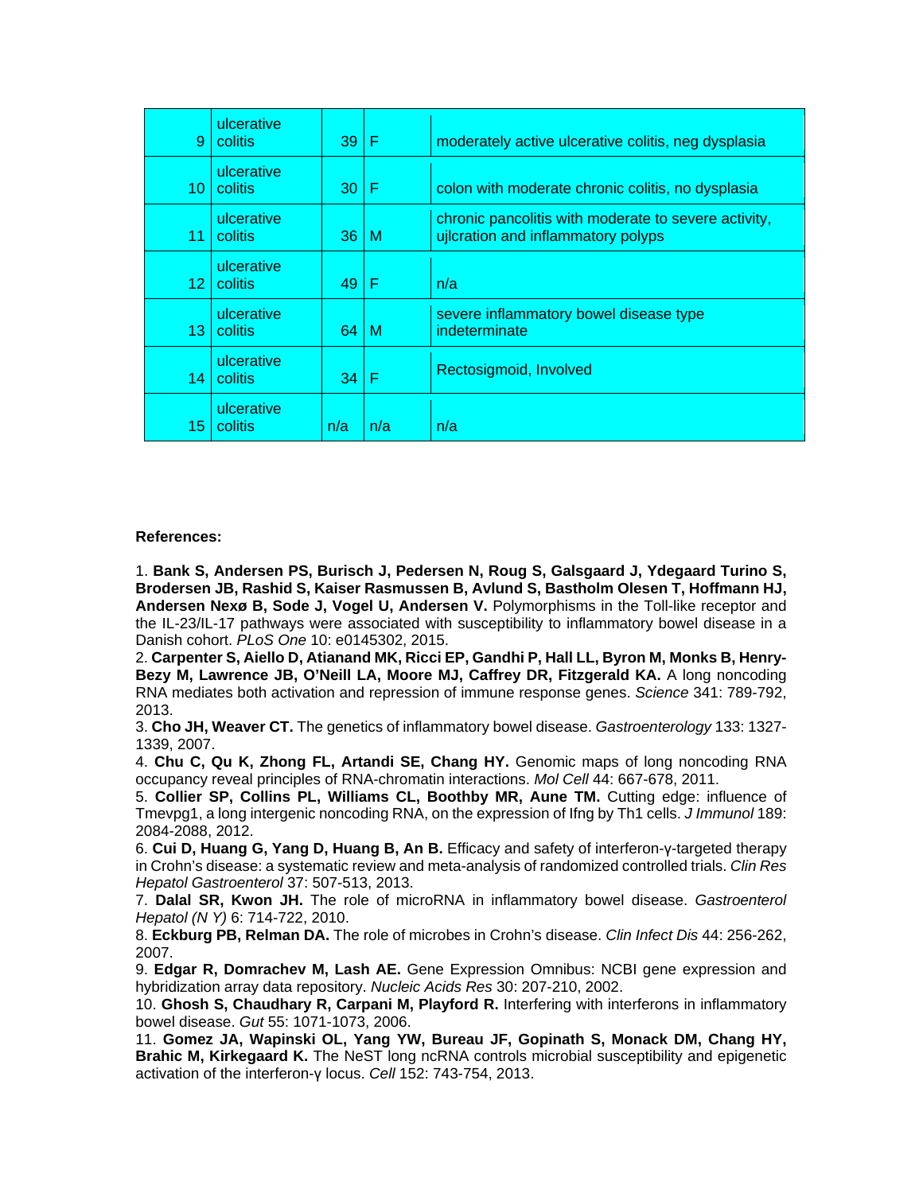| | | | | |
|---|---|---|---|---|
| 9 | ulcerative colitis | 39 | F | moderately active ulcerative colitis, neg dysplasia |
| 10 | ulcerative colitis | 30 | F | colon with moderate chronic colitis, no dysplasia |
| 11 | ulcerative colitis | 36 | M | chronic pancolitis with moderate to severe activity, ujlcration and inflammatory polyps |
| 12 | ulcerative colitis | 49 | F | n/a |
| 13 | ulcerative colitis | 64 | M | severe inflammatory bowel disease type indeterminate |
| 14 | ulcerative colitis | 34 | F | Rectosigmoid, Involved |
| 15 | ulcerative colitis | n/a | n/a | n/a |

**References:**

1. **Bank S, Andersen PS, Burisch J, Pedersen N, Roug S, Galsgaard J, Ydegaard Turino S, Brodersen JB, Rashid S, Kaiser Rasmussen B, Avlund S, Bastholm Olesen T, Hoffmann HJ, Andersen Nexø B, Sode J, Vogel U, Andersen V.** Polymorphisms in the Toll-like receptor and the IL-23/IL-17 pathways were associated with susceptibility to inflammatory bowel disease in a Danish cohort. *PLoS One* 10: e0145302, 2015.
2. **Carpenter S, Aiello D, Atianand MK, Ricci EP, Gandhi P, Hall LL, Byron M, Monks B, Henry-Bezy M, Lawrence JB, O'Neill LA, Moore MJ, Caffrey DR, Fitzgerald KA.** A long noncoding RNA mediates both activation and repression of immune response genes. *Science* 341: 789-792, 2013.
3. **Cho JH, Weaver CT.** The genetics of inflammatory bowel disease. *Gastroenterology* 133: 1327-1339, 2007.
4. **Chu C, Qu K, Zhong FL, Artandi SE, Chang HY.** Genomic maps of long noncoding RNA occupancy reveal principles of RNA-chromatin interactions. *Mol Cell* 44: 667-678, 2011.
5. **Collier SP, Collins PL, Williams CL, Boothby MR, Aune TM.** Cutting edge: influence of Tmevpg1, a long intergenic noncoding RNA, on the expression of Ifng by Th1 cells. *J Immunol* 189: 2084-2088, 2012.
6. **Cui D, Huang G, Yang D, Huang B, An B.** Efficacy and safety of interferon-γ-targeted therapy in Crohn's disease: a systematic review and meta-analysis of randomized controlled trials. *Clin Res Hepatol Gastroenterol* 37: 507-513, 2013.
7. **Dalal SR, Kwon JH.** The role of microRNA in inflammatory bowel disease. *Gastroenterol Hepatol (N Y)* 6: 714-722, 2010.
8. **Eckburg PB, Relman DA.** The role of microbes in Crohn's disease. *Clin Infect Dis* 44: 256-262, 2007.
9. **Edgar R, Domrachev M, Lash AE.** Gene Expression Omnibus: NCBI gene expression and hybridization array data repository. *Nucleic Acids Res* 30: 207-210, 2002.
10. **Ghosh S, Chaudhary R, Carpani M, Playford R.** Interfering with interferons in inflammatory bowel disease. *Gut* 55: 1071-1073, 2006.
11. **Gomez JA, Wapinski OL, Yang YW, Bureau JF, Gopinath S, Monack DM, Chang HY, Brahic M, Kirkegaard K.** The NeST long ncRNA controls microbial susceptibility and epigenetic activation of the interferon-γ locus. *Cell* 152: 743-754, 2013.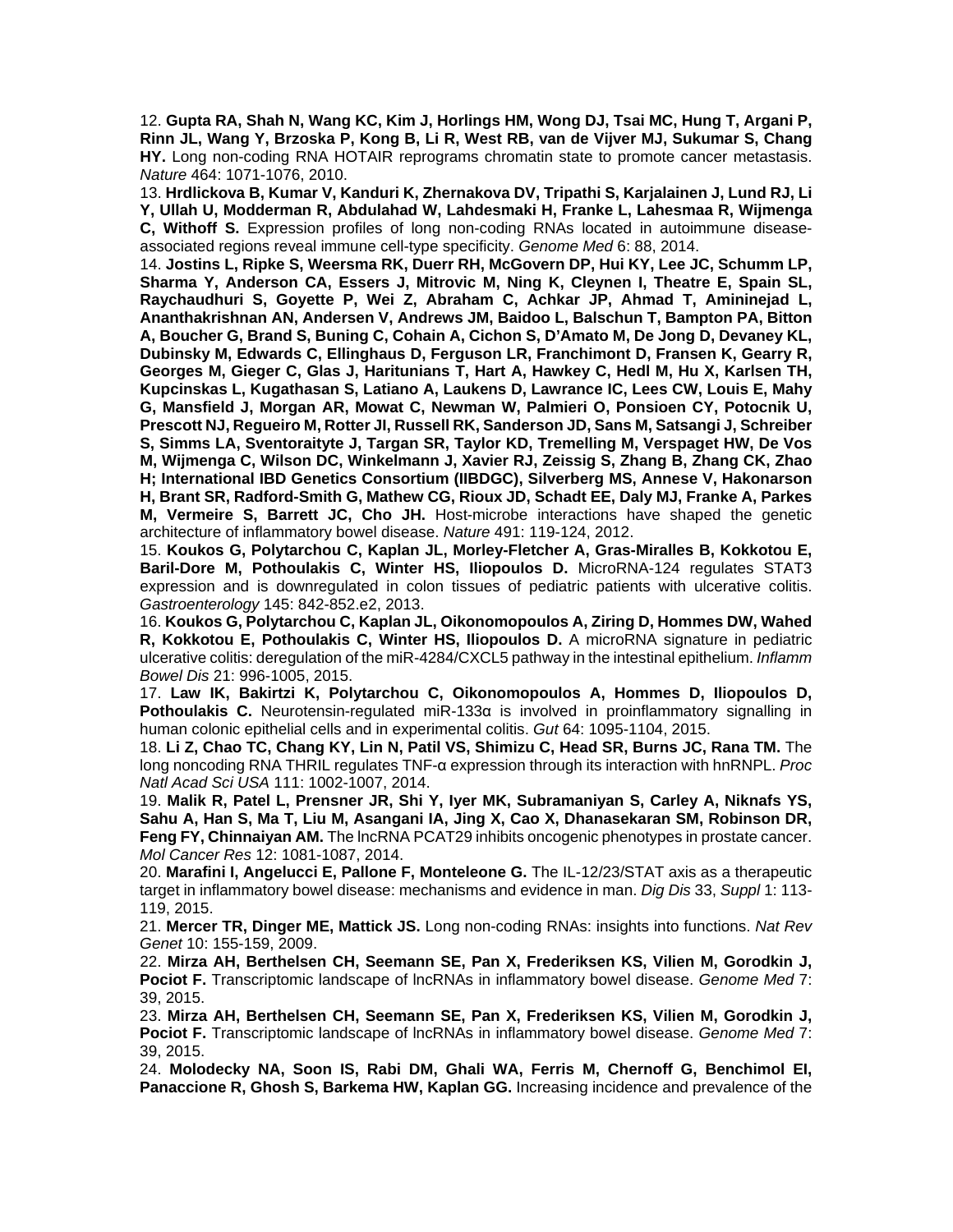12. **Gupta RA, Shah N, Wang KC, Kim J, Horlings HM, Wong DJ, Tsai MC, Hung T, Argani P, Rinn JL, Wang Y, Brzoska P, Kong B, Li R, West RB, van de Vijver MJ, Sukumar S, Chang HY.** Long non-coding RNA HOTAIR reprograms chromatin state to promote cancer metastasis. *Nature* 464: 1071-1076, 2010.

13. **Hrdlickova B, Kumar V, Kanduri K, Zhernakova DV, Tripathi S, Karjalainen J, Lund RJ, Li Y, Ullah U, Modderman R, Abdulahad W, Lahdesmaki H, Franke L, Lahesmaa R, Wijmenga C, Withoff S.** Expression profiles of long non-coding RNAs located in autoimmune disease-associated regions reveal immune cell-type specificity. *Genome Med* 6: 88, 2014.

14. **Jostins L, Ripke S, Weersma RK, Duerr RH, McGovern DP, Hui KY, Lee JC, Schumm LP, Sharma Y, Anderson CA, Essers J, Mitrovic M, Ning K, Cleynen I, Theatre E, Spain SL, Raychaudhuri S, Goyette P, Wei Z, Abraham C, Achkar JP, Ahmad T, Amininejad L, Ananthakrishnan AN, Andersen V, Andrews JM, Baidoo L, Balschun T, Bampton PA, Bitton A, Boucher G, Brand S, Buning C, Cohain A, Cichon S, D'Amato M, De Jong D, Devaney KL, Dubinsky M, Edwards C, Ellinghaus D, Ferguson LR, Franchimont D, Fransen K, Gearry R, Georges M, Gieger C, Glas J, Haritunians T, Hart A, Hawkey C, Hedl M, Hu X, Karlsen TH, Kupcinskas L, Kugathasan S, Latiano A, Laukens D, Lawrance IC, Lees CW, Louis E, Mahy G, Mansfield J, Morgan AR, Mowat C, Newman W, Palmieri O, Ponsioen CY, Potocnik U, Prescott NJ, Regueiro M, Rotter JI, Russell RK, Sanderson JD, Sans M, Satsangi J, Schreiber S, Simms LA, Sventoraityte J, Targan SR, Taylor KD, Tremelling M, Verspaget HW, De Vos M, Wijmenga C, Wilson DC, Winkelmann J, Xavier RJ, Zeissig S, Zhang B, Zhang CK, Zhao H; International IBD Genetics Consortium (IIBDGC), Silverberg MS, Annese V, Hakonarson H, Brant SR, Radford-Smith G, Mathew CG, Rioux JD, Schadt EE, Daly MJ, Franke A, Parkes M, Vermeire S, Barrett JC, Cho JH.** Host-microbe interactions have shaped the genetic architecture of inflammatory bowel disease. *Nature* 491: 119-124, 2012.

15. **Koukos G, Polytarchou C, Kaplan JL, Morley-Fletcher A, Gras-Miralles B, Kokkotou E, Baril-Dore M, Pothoulakis C, Winter HS, Iliopoulos D.** MicroRNA-124 regulates STAT3 expression and is downregulated in colon tissues of pediatric patients with ulcerative colitis. *Gastroenterology* 145: 842-852.e2, 2013.

16. **Koukos G, Polytarchou C, Kaplan JL, Oikonomopoulos A, Ziring D, Hommes DW, Wahed R, Kokkotou E, Pothoulakis C, Winter HS, Iliopoulos D.** A microRNA signature in pediatric ulcerative colitis: deregulation of the miR-4284/CXCL5 pathway in the intestinal epithelium. *Inflamm Bowel Dis* 21: 996-1005, 2015.

17. **Law IK, Bakirtzi K, Polytarchou C, Oikonomopoulos A, Hommes D, Iliopoulos D, Pothoulakis C.** Neurotensin-regulated miR-133α is involved in proinflammatory signalling in human colonic epithelial cells and in experimental colitis. *Gut* 64: 1095-1104, 2015.

18. **Li Z, Chao TC, Chang KY, Lin N, Patil VS, Shimizu C, Head SR, Burns JC, Rana TM.** The long noncoding RNA THRIL regulates TNF-α expression through its interaction with hnRNPL. *Proc Natl Acad Sci USA* 111: 1002-1007, 2014.

19. **Malik R, Patel L, Prensner JR, Shi Y, Iyer MK, Subramaniyan S, Carley A, Niknafs YS, Sahu A, Han S, Ma T, Liu M, Asangani IA, Jing X, Cao X, Dhanasekaran SM, Robinson DR, Feng FY, Chinnaiyan AM.** The lncRNA PCAT29 inhibits oncogenic phenotypes in prostate cancer. *Mol Cancer Res* 12: 1081-1087, 2014.

20. **Marafini I, Angelucci E, Pallone F, Monteleone G.** The IL-12/23/STAT axis as a therapeutic target in inflammatory bowel disease: mechanisms and evidence in man. *Dig Dis* 33, *Suppl* 1: 113-119, 2015.

21. **Mercer TR, Dinger ME, Mattick JS.** Long non-coding RNAs: insights into functions. *Nat Rev Genet* 10: 155-159, 2009.

22. **Mirza AH, Berthelsen CH, Seemann SE, Pan X, Frederiksen KS, Vilien M, Gorodkin J, Pociot F.** Transcriptomic landscape of lncRNAs in inflammatory bowel disease. *Genome Med* 7: 39, 2015.

23. **Mirza AH, Berthelsen CH, Seemann SE, Pan X, Frederiksen KS, Vilien M, Gorodkin J, Pociot F.** Transcriptomic landscape of lncRNAs in inflammatory bowel disease. *Genome Med* 7: 39, 2015.

24. **Molodecky NA, Soon IS, Rabi DM, Ghali WA, Ferris M, Chernoff G, Benchimol EI, Panaccione R, Ghosh S, Barkema HW, Kaplan GG.** Increasing incidence and prevalence of the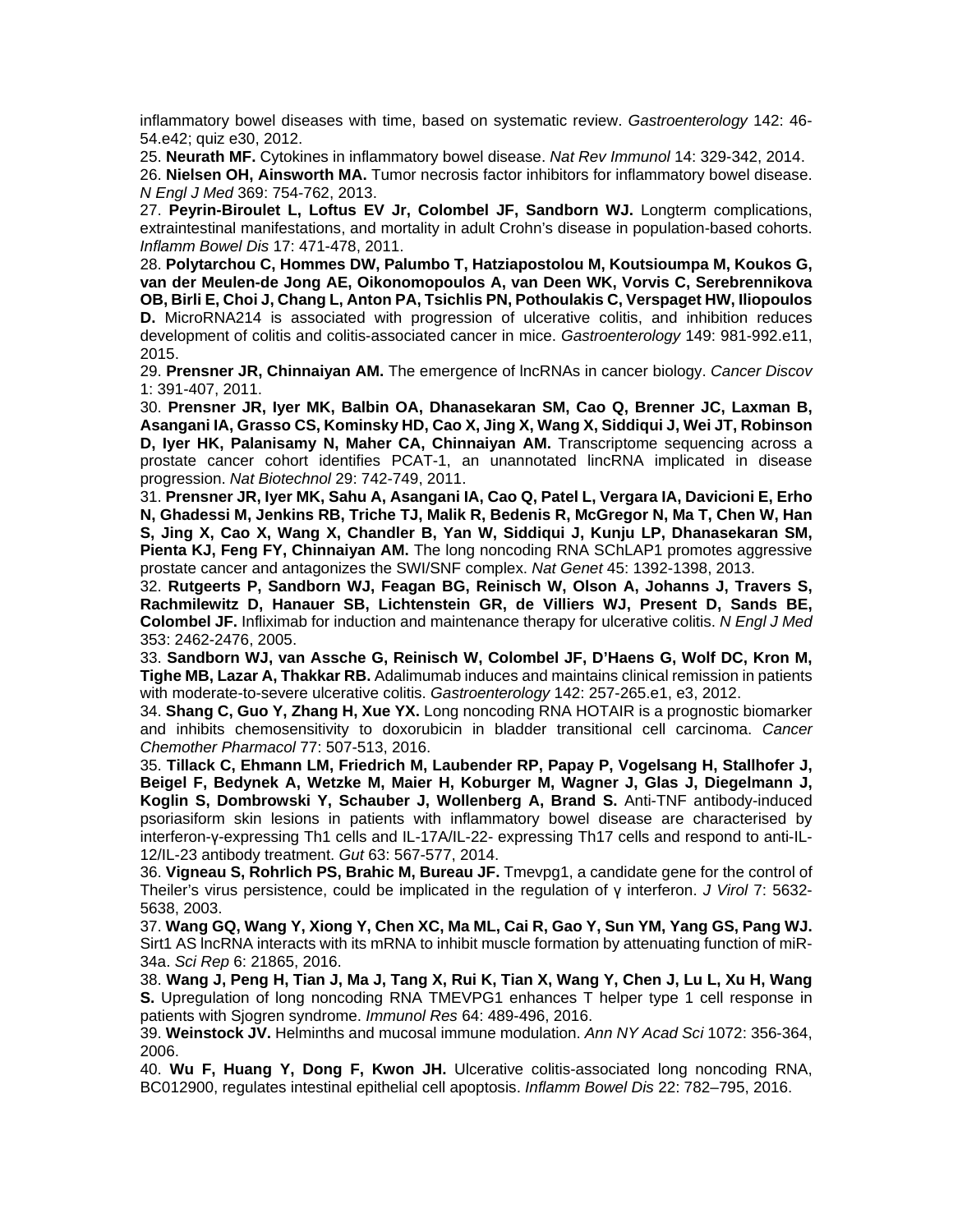inflammatory bowel diseases with time, based on systematic review. *Gastroenterology* 142: 46-54.e42; quiz e30, 2012.

25. **Neurath MF.** Cytokines in inflammatory bowel disease. *Nat Rev Immunol* 14: 329-342, 2014.

26. **Nielsen OH, Ainsworth MA.** Tumor necrosis factor inhibitors for inflammatory bowel disease. *N Engl J Med* 369: 754-762, 2013.

27. **Peyrin-Biroulet L, Loftus EV Jr, Colombel JF, Sandborn WJ.** Longterm complications, extraintestinal manifestations, and mortality in adult Crohn's disease in population-based cohorts. *Inflamm Bowel Dis* 17: 471-478, 2011.

28. **Polytarchou C, Hommes DW, Palumbo T, Hatziapostolou M, Koutsioumpa M, Koukos G, van der Meulen-de Jong AE, Oikonomopoulos A, van Deen WK, Vorvis C, Serebrennikova OB, Birli E, Choi J, Chang L, Anton PA, Tsichlis PN, Pothoulakis C, Verspaget HW, Iliopoulos D.** MicroRNA214 is associated with progression of ulcerative colitis, and inhibition reduces development of colitis and colitis-associated cancer in mice. *Gastroenterology* 149: 981-992.e11, 2015.

29. **Prensner JR, Chinnaiyan AM.** The emergence of lncRNAs in cancer biology. *Cancer Discov* 1: 391-407, 2011.

30. **Prensner JR, Iyer MK, Balbin OA, Dhanasekaran SM, Cao Q, Brenner JC, Laxman B, Asangani IA, Grasso CS, Kominsky HD, Cao X, Jing X, Wang X, Siddiqui J, Wei JT, Robinson D, Iyer HK, Palanisamy N, Maher CA, Chinnaiyan AM.** Transcriptome sequencing across a prostate cancer cohort identifies PCAT-1, an unannotated lincRNA implicated in disease progression. *Nat Biotechnol* 29: 742-749, 2011.

31. **Prensner JR, Iyer MK, Sahu A, Asangani IA, Cao Q, Patel L, Vergara IA, Davicioni E, Erho N, Ghadessi M, Jenkins RB, Triche TJ, Malik R, Bedenis R, McGregor N, Ma T, Chen W, Han S, Jing X, Cao X, Wang X, Chandler B, Yan W, Siddiqui J, Kunju LP, Dhanasekaran SM, Pienta KJ, Feng FY, Chinnaiyan AM.** The long noncoding RNA SChLAP1 promotes aggressive prostate cancer and antagonizes the SWI/SNF complex. *Nat Genet* 45: 1392-1398, 2013.

32. **Rutgeerts P, Sandborn WJ, Feagan BG, Reinisch W, Olson A, Johanns J, Travers S, Rachmilewitz D, Hanauer SB, Lichtenstein GR, de Villiers WJ, Present D, Sands BE, Colombel JF.** Infliximab for induction and maintenance therapy for ulcerative colitis. *N Engl J Med* 353: 2462-2476, 2005.

33. **Sandborn WJ, van Assche G, Reinisch W, Colombel JF, D'Haens G, Wolf DC, Kron M, Tighe MB, Lazar A, Thakkar RB.** Adalimumab induces and maintains clinical remission in patients with moderate-to-severe ulcerative colitis. *Gastroenterology* 142: 257-265.e1, e3, 2012.

34. **Shang C, Guo Y, Zhang H, Xue YX.** Long noncoding RNA HOTAIR is a prognostic biomarker and inhibits chemosensitivity to doxorubicin in bladder transitional cell carcinoma. *Cancer Chemother Pharmacol* 77: 507-513, 2016.

35. **Tillack C, Ehmann LM, Friedrich M, Laubender RP, Papay P, Vogelsang H, Stallhofer J, Beigel F, Bedynek A, Wetzke M, Maier H, Koburger M, Wagner J, Glas J, Diegelmann J, Koglin S, Dombrowski Y, Schauber J, Wollenberg A, Brand S.** Anti-TNF antibody-induced psoriasiform skin lesions in patients with inflammatory bowel disease are characterised by interferon-γ-expressing Th1 cells and IL-17A/IL-22- expressing Th17 cells and respond to anti-IL-12/IL-23 antibody treatment. *Gut* 63: 567-577, 2014.

36. **Vigneau S, Rohrlich PS, Brahic M, Bureau JF.** Tmevpg1, a candidate gene for the control of Theiler's virus persistence, could be implicated in the regulation of γ interferon. *J Virol* 7: 5632-5638, 2003.

37. **Wang GQ, Wang Y, Xiong Y, Chen XC, Ma ML, Cai R, Gao Y, Sun YM, Yang GS, Pang WJ.** Sirt1 AS lncRNA interacts with its mRNA to inhibit muscle formation by attenuating function of miR-34a. *Sci Rep* 6: 21865, 2016.

38. **Wang J, Peng H, Tian J, Ma J, Tang X, Rui K, Tian X, Wang Y, Chen J, Lu L, Xu H, Wang S.** Upregulation of long noncoding RNA TMEVPG1 enhances T helper type 1 cell response in patients with Sjogren syndrome. *Immunol Res* 64: 489-496, 2016.

39. **Weinstock JV.** Helminths and mucosal immune modulation. *Ann NY Acad Sci* 1072: 356-364, 2006.

40. **Wu F, Huang Y, Dong F, Kwon JH.** Ulcerative colitis-associated long noncoding RNA, BC012900, regulates intestinal epithelial cell apoptosis. *Inflamm Bowel Dis* 22: 782–795, 2016.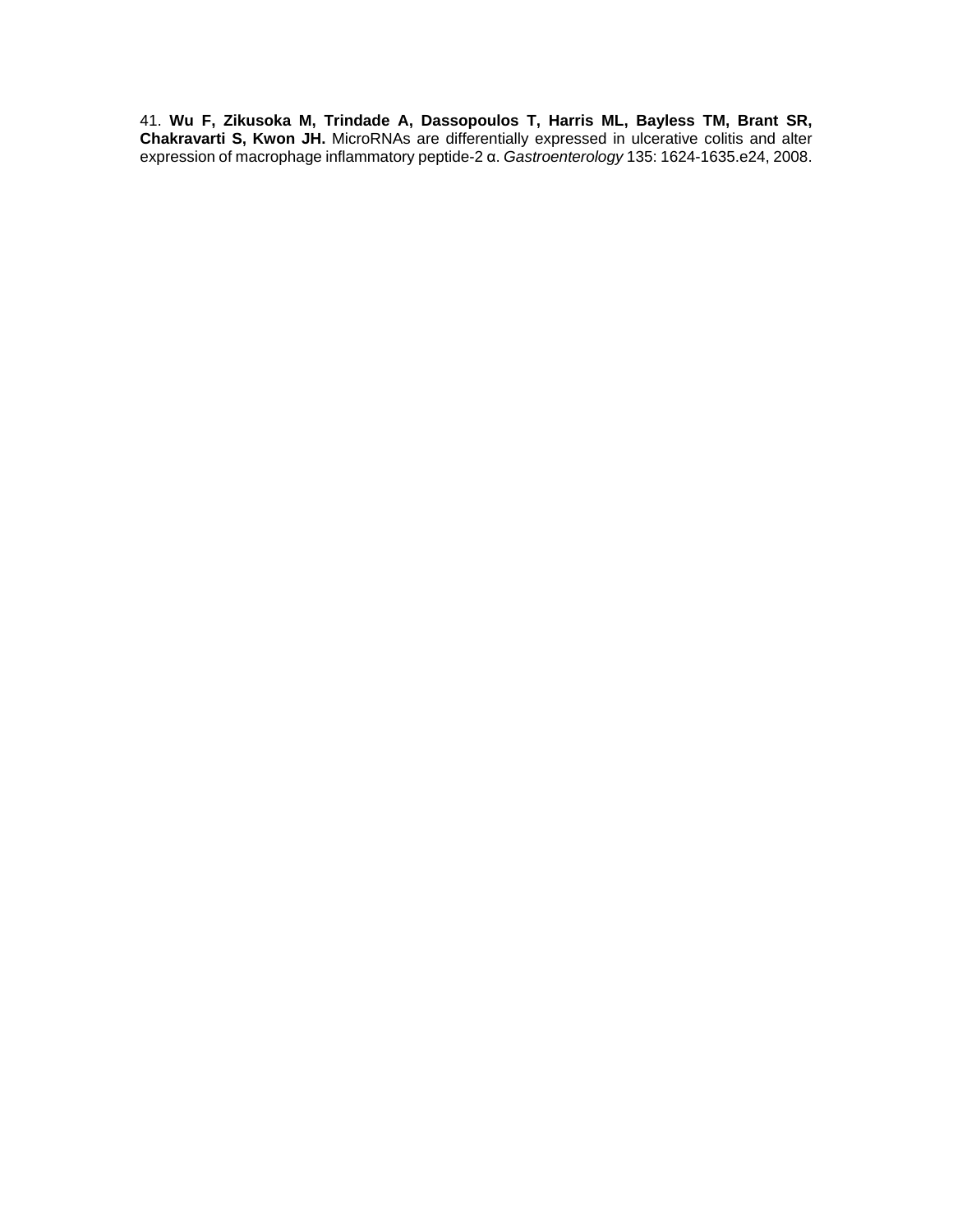41. **Wu F, Zikusoka M, Trindade A, Dassopoulos T, Harris ML, Bayless TM, Brant SR, Chakravarti S, Kwon JH.** MicroRNAs are differentially expressed in ulcerative colitis and alter expression of macrophage inflammatory peptide-2 α. *Gastroenterology* 135: 1624-1635.e24, 2008.